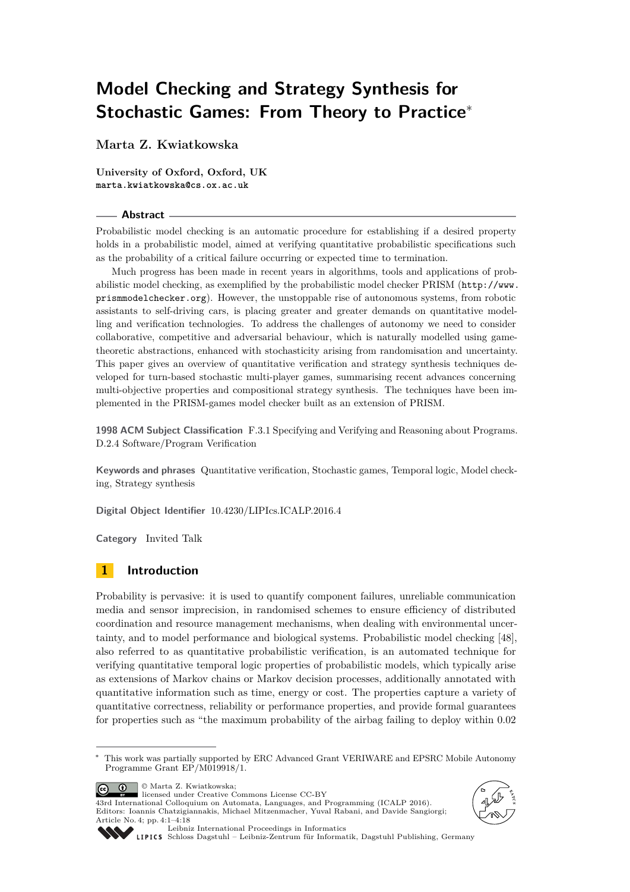# Model Checking and Strategy Synthesis for Stochastic Games: From Theory to Practice*

**Marta Z. Kwiatkowska**

**University of Oxford, Oxford, UK**
marta.kwiatkowska@cs.ox.ac.uk

## Abstract

Probabilistic model checking is an automatic procedure for establishing if a desired property holds in a probabilistic model, aimed at verifying quantitative probabilistic specifications such as the probability of a critical failure occurring or expected time to termination.

Much progress has been made in recent years in algorithms, tools and applications of probabilistic model checking, as exemplified by the probabilistic model checker PRISM (http://www.prismmodelchecker.org). However, the unstoppable rise of autonomous systems, from robotic assistants to self-driving cars, is placing greater and greater demands on quantitative modelling and verification technologies. To address the challenges of autonomy we need to consider collaborative, competitive and adversarial behaviour, which is naturally modelled using game-theoretic abstractions, enhanced with stochasticity arising from randomisation and uncertainty. This paper gives an overview of quantitative verification and strategy synthesis techniques developed for turn-based stochastic multi-player games, summarising recent advances concerning multi-objective properties and compositional strategy synthesis. The techniques have been implemented in the PRISM-games model checker built as an extension of PRISM.

**1998 ACM Subject Classification** F.3.1 Specifying and Verifying and Reasoning about Programs. D.2.4 Software/Program Verification

**Keywords and phrases** Quantitative verification, Stochastic games, Temporal logic, Model checking, Strategy synthesis

**Digital Object Identifier** 10.4230/LIPIcs.ICALP.2016.4

**Category** Invited Talk

## 1 Introduction

Probability is pervasive: it is used to quantify component failures, unreliable communication media and sensor imprecision, in randomised schemes to ensure efficiency of distributed coordination and resource management mechanisms, when dealing with environmental uncertainty, and to model performance and biological systems. Probabilistic model checking [48], also referred to as quantitative probabilistic verification, is an automated technique for verifying quantitative temporal logic properties of probabilistic models, which typically arise as extensions of Markov chains or Markov decision processes, additionally annotated with quantitative information such as time, energy or cost. The properties capture a variety of quantitative correctness, reliability or performance properties, and provide formal guarantees for properties such as "the maximum probability of the airbag failing to deploy within 0.02

---

* This work was partially supported by ERC Advanced Grant VERIWARE and EPSRC Mobile Autonomy Programme Grant EP/M019918/1.

© Marta Z. Kwiatkowska;
licensed under Creative Commons License CC-BY
43rd International Colloquium on Automata, Languages, and Programming (ICALP 2016).
Editors: Ioannis Chatzigiannakis, Michael Mitzenmacher, Yuval Rabani, and Davide Sangiorgi;
Article No. 4; pp. 4:1–4:18
Leibniz International Proceedings in Informatics
Schloss Dagstuhl – Leibniz-Zentrum für Informatik, Dagstuhl Publishing, Germany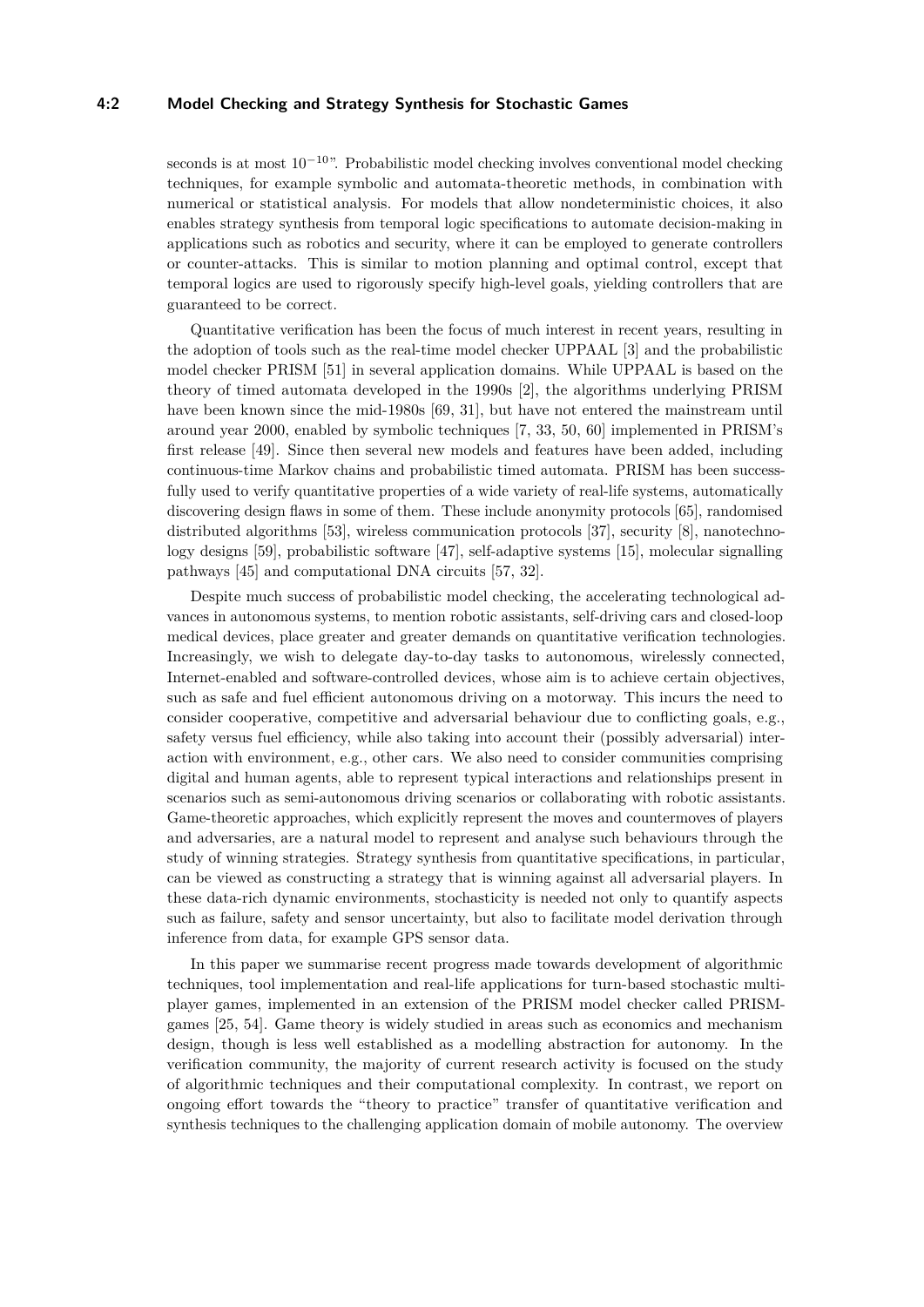seconds is at most $10^{-10}$". Probabilistic model checking involves conventional model checking techniques, for example symbolic and automata-theoretic methods, in combination with numerical or statistical analysis. For models that allow nondeterministic choices, it also enables strategy synthesis from temporal logic specifications to automate decision-making in applications such as robotics and security, where it can be employed to generate controllers or counter-attacks. This is similar to motion planning and optimal control, except that temporal logics are used to rigorously specify high-level goals, yielding controllers that are guaranteed to be correct.

Quantitative verification has been the focus of much interest in recent years, resulting in the adoption of tools such as the real-time model checker UPPAAL [3] and the probabilistic model checker PRISM [51] in several application domains. While UPPAAL is based on the theory of timed automata developed in the 1990s [2], the algorithms underlying PRISM have been known since the mid-1980s [69, 31], but have not entered the mainstream until around year 2000, enabled by symbolic techniques [7, 33, 50, 60] implemented in PRISM's first release [49]. Since then several new models and features have been added, including continuous-time Markov chains and probabilistic timed automata. PRISM has been successfully used to verify quantitative properties of a wide variety of real-life systems, automatically discovering design flaws in some of them. These include anonymity protocols [65], randomised distributed algorithms [53], wireless communication protocols [37], security [8], nanotechnology designs [59], probabilistic software [47], self-adaptive systems [15], molecular signalling pathways [45] and computational DNA circuits [57, 32].

Despite much success of probabilistic model checking, the accelerating technological advances in autonomous systems, to mention robotic assistants, self-driving cars and closed-loop medical devices, place greater and greater demands on quantitative verification technologies. Increasingly, we wish to delegate day-to-day tasks to autonomous, wirelessly connected, Internet-enabled and software-controlled devices, whose aim is to achieve certain objectives, such as safe and fuel efficient autonomous driving on a motorway. This incurs the need to consider cooperative, competitive and adversarial behaviour due to conflicting goals, e.g., safety versus fuel efficiency, while also taking into account their (possibly adversarial) interaction with environment, e.g., other cars. We also need to consider communities comprising digital and human agents, able to represent typical interactions and relationships present in scenarios such as semi-autonomous driving scenarios or collaborating with robotic assistants. Game-theoretic approaches, which explicitly represent the moves and countermoves of players and adversaries, are a natural model to represent and analyse such behaviours through the study of winning strategies. Strategy synthesis from quantitative specifications, in particular, can be viewed as constructing a strategy that is winning against all adversarial players. In these data-rich dynamic environments, stochasticity is needed not only to quantify aspects such as failure, safety and sensor uncertainty, but also to facilitate model derivation through inference from data, for example GPS sensor data.

In this paper we summarise recent progress made towards development of algorithmic techniques, tool implementation and real-life applications for turn-based stochastic multi-player games, implemented in an extension of the PRISM model checker called PRISM-games [25, 54]. Game theory is widely studied in areas such as economics and mechanism design, though is less well established as a modelling abstraction for autonomy. In the verification community, the majority of current research activity is focused on the study of algorithmic techniques and their computational complexity. In contrast, we report on ongoing effort towards the "theory to practice" transfer of quantitative verification and synthesis techniques to the challenging application domain of mobile autonomy. The overview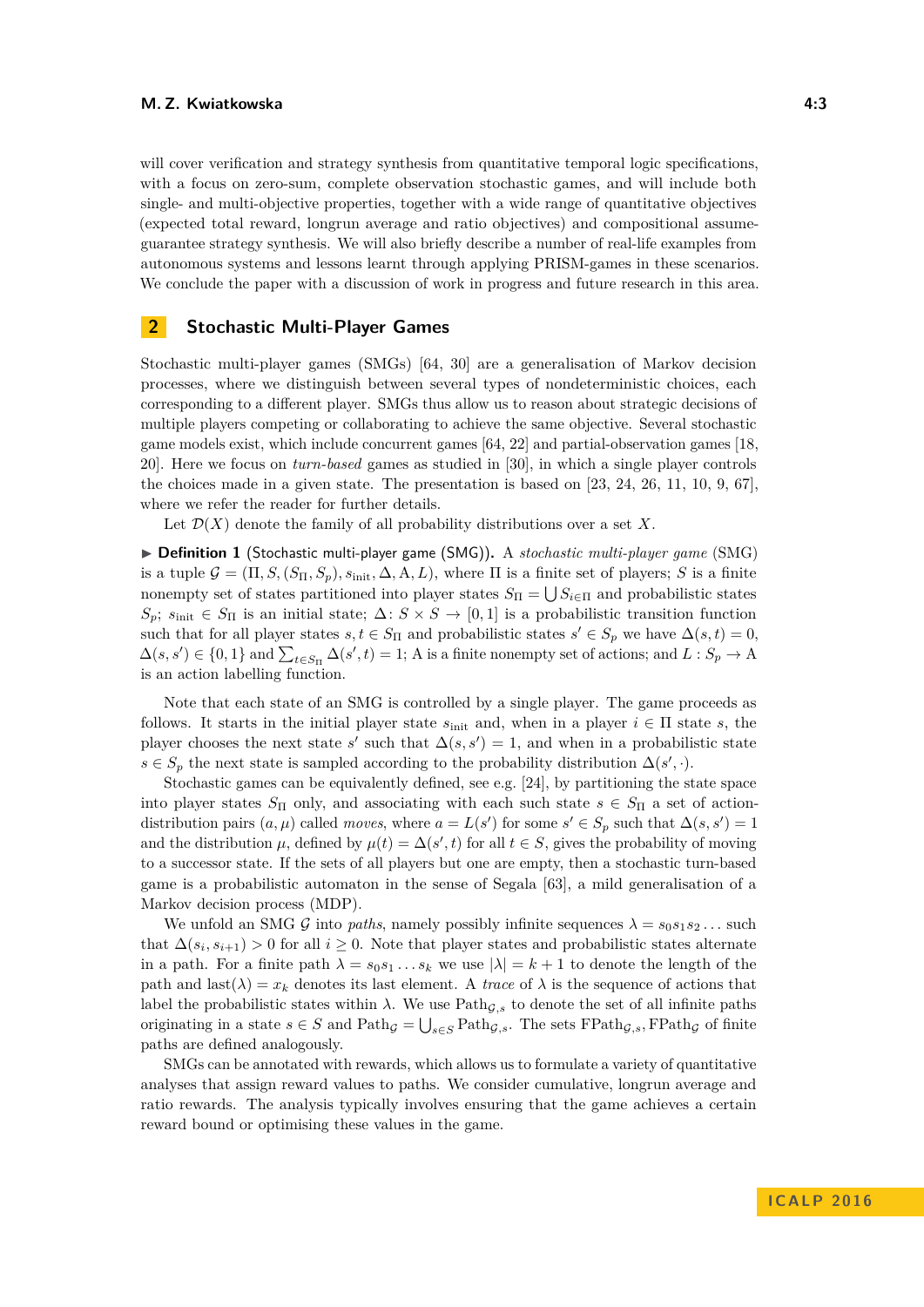will cover verification and strategy synthesis from quantitative temporal logic specifications, with a focus on zero-sum, complete observation stochastic games, and will include both single- and multi-objective properties, together with a wide range of quantitative objectives (expected total reward, longrun average and ratio objectives) and compositional assume-guarantee strategy synthesis. We will also briefly describe a number of real-life examples from autonomous systems and lessons learnt through applying PRISM-games in these scenarios. We conclude the paper with a discussion of work in progress and future research in this area.

## 2 Stochastic Multi-Player Games

Stochastic multi-player games (SMGs) [64, 30] are a generalisation of Markov decision processes, where we distinguish between several types of nondeterministic choices, each corresponding to a different player. SMGs thus allow us to reason about strategic decisions of multiple players competing or collaborating to achieve the same objective. Several stochastic game models exist, which include concurrent games [64, 22] and partial-observation games [18, 20]. Here we focus on *turn-based* games as studied in [30], in which a single player controls the choices made in a given state. The presentation is based on [23, 24, 26, 11, 10, 9, 67], where we refer the reader for further details.

Let $\mathcal{D}(X)$ denote the family of all probability distributions over a set $X$.

▶ **Definition 1** (Stochastic multi-player game (SMG)). A *stochastic multi-player game* (SMG) is a tuple $\mathcal{G} = (\Pi, S, (S_\Pi, S_p), s_{\text{init}}, \Delta, \mathrm{A}, L)$, where $\Pi$ is a finite set of players; $S$ is a finite nonempty set of states partitioned into player states $S_\Pi = \bigcup S_{i\in\Pi}$ and probabilistic states $S_p$; $s_{\text{init}} \in S_\Pi$ is an initial state; $\Delta\colon S \times S \to [0,1]$ is a probabilistic transition function such that for all player states $s, t \in S_\Pi$ and probabilistic states $s' \in S_p$ we have $\Delta(s,t) = 0$, $\Delta(s,s') \in \{0,1\}$ and $\sum_{t\in S_\Pi} \Delta(s',t) = 1$; A is a finite nonempty set of actions; and $L : S_p \to \mathrm{A}$ is an action labelling function.

Note that each state of an SMG is controlled by a single player. The game proceeds as follows. It starts in the initial player state $s_{\text{init}}$ and, when in a player $i \in \Pi$ state $s$, the player chooses the next state $s'$ such that $\Delta(s,s') = 1$, and when in a probabilistic state $s \in S_p$ the next state is sampled according to the probability distribution $\Delta(s',\cdot)$.

Stochastic games can be equivalently defined, see e.g. [24], by partitioning the state space into player states $S_\Pi$ only, and associating with each such state $s \in S_\Pi$ a set of action-distribution pairs $(a, \mu)$ called *moves*, where $a = L(s')$ for some $s' \in S_p$ such that $\Delta(s,s') = 1$ and the distribution $\mu$, defined by $\mu(t) = \Delta(s',t)$ for all $t \in S$, gives the probability of moving to a successor state. If the sets of all players but one are empty, then a stochastic turn-based game is a probabilistic automaton in the sense of Segala [63], a mild generalisation of a Markov decision process (MDP).

We unfold an SMG $\mathcal{G}$ into *paths*, namely possibly infinite sequences $\lambda = s_0 s_1 s_2 \ldots$ such that $\Delta(s_i, s_{i+1}) > 0$ for all $i \geq 0$. Note that player states and probabilistic states alternate in a path. For a finite path $\lambda = s_0 s_1 \ldots s_k$ we use $|\lambda| = k+1$ to denote the length of the path and $\text{last}(\lambda) = x_k$ denotes its last element. A *trace* of $\lambda$ is the sequence of actions that label the probabilistic states within $\lambda$. We use $\text{Path}_{\mathcal{G},s}$ to denote the set of all infinite paths originating in a state $s \in S$ and $\text{Path}_{\mathcal{G}} = \bigcup_{s\in S} \text{Path}_{\mathcal{G},s}$. The sets $\text{FPath}_{\mathcal{G},s}, \text{FPath}_{\mathcal{G}}$ of finite paths are defined analogously.

SMGs can be annotated with rewards, which allows us to formulate a variety of quantitative analyses that assign reward values to paths. We consider cumulative, longrun average and ratio rewards. The analysis typically involves ensuring that the game achieves a certain reward bound or optimising these values in the game.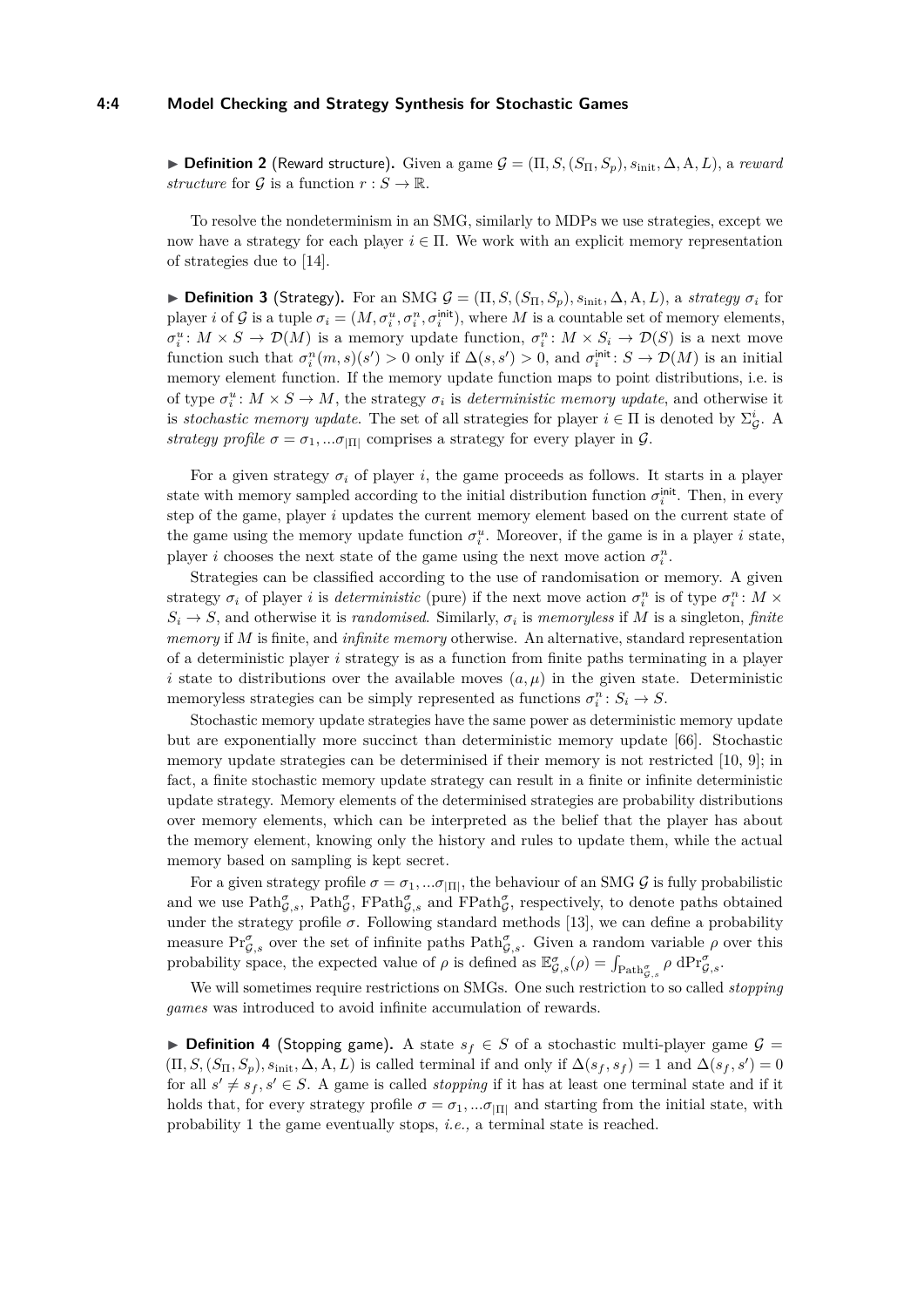▶ **Definition 2** (Reward structure). Given a game $\mathcal{G} = (\Pi, S, (S_\Pi, S_p), s_{\text{init}}, \Delta, \mathrm{A}, L)$, a *reward structure* for $\mathcal{G}$ is a function $r : S \to \mathbb{R}$.

To resolve the nondeterminism in an SMG, similarly to MDPs we use strategies, except we now have a strategy for each player $i \in \Pi$. We work with an explicit memory representation of strategies due to [14].

▶ **Definition 3** (Strategy). For an SMG $\mathcal{G} = (\Pi, S, (S_\Pi, S_p), s_{\text{init}}, \Delta, \mathrm{A}, L)$, a *strategy* $\sigma_i$ for player $i$ of $\mathcal{G}$ is a tuple $\sigma_i = (M, \sigma_i^u, \sigma_i^n, \sigma_i^{\mathsf{init}})$, where $M$ is a countable set of memory elements, $\sigma_i^u \colon M \times S \to \mathcal{D}(M)$ is a memory update function, $\sigma_i^n \colon M \times S_i \to \mathcal{D}(S)$ is a next move function such that $\sigma_i^n(m, s)(s') > 0$ only if $\Delta(s, s') > 0$, and $\sigma_i^{\mathsf{init}} \colon S \to \mathcal{D}(M)$ is an initial memory element function. If the memory update function maps to point distributions, i.e. is of type $\sigma_i^u \colon M \times S \to M$, the strategy $\sigma_i$ is *deterministic memory update*, and otherwise it is *stochastic memory update*. The set of all strategies for player $i \in \Pi$ is denoted by $\Sigma_{\mathcal{G}}^i$. A *strategy profile* $\sigma = \sigma_1, ...\sigma_{|\Pi|}$ comprises a strategy for every player in $\mathcal{G}$.

For a given strategy $\sigma_i$ of player $i$, the game proceeds as follows. It starts in a player state with memory sampled according to the initial distribution function $\sigma_i^{\mathsf{init}}$. Then, in every step of the game, player $i$ updates the current memory element based on the current state of the game using the memory update function $\sigma_i^u$. Moreover, if the game is in a player $i$ state, player $i$ chooses the next state of the game using the next move action $\sigma_i^n$.

Strategies can be classified according to the use of randomisation or memory. A given strategy $\sigma_i$ of player $i$ is *deterministic* (pure) if the next move action $\sigma_i^n$ is of type $\sigma_i^n \colon M \times S_i \to S$, and otherwise it is *randomised*. Similarly, $\sigma_i$ is *memoryless* if $M$ is a singleton, *finite memory* if $M$ is finite, and *infinite memory* otherwise. An alternative, standard representation of a deterministic player $i$ strategy is as a function from finite paths terminating in a player $i$ state to distributions over the available moves $(a, \mu)$ in the given state. Deterministic memoryless strategies can be simply represented as functions $\sigma_i^n \colon S_i \to S$.

Stochastic memory update strategies have the same power as deterministic memory update but are exponentially more succinct than deterministic memory update [66]. Stochastic memory update strategies can be determinised if their memory is not restricted [10, 9]; in fact, a finite stochastic memory update strategy can result in a finite or infinite deterministic update strategy. Memory elements of the determinised strategies are probability distributions over memory elements, which can be interpreted as the belief that the player has about the memory element, knowing only the history and rules to update them, while the actual memory based on sampling is kept secret.

For a given strategy profile $\sigma = \sigma_1, ...\sigma_{|\Pi|}$, the behaviour of an SMG $\mathcal{G}$ is fully probabilistic and we use $\mathrm{Path}_{\mathcal{G},s}^\sigma$, $\mathrm{Path}_{\mathcal{G}}^\sigma$, $\mathrm{FPath}_{\mathcal{G},s}^\sigma$ and $\mathrm{FPath}_{\mathcal{G}}^\sigma$, respectively, to denote paths obtained under the strategy profile $\sigma$. Following standard methods [13], we can define a probability measure $\mathrm{Pr}_{\mathcal{G},s}^\sigma$ over the set of infinite paths $\mathrm{Path}_{\mathcal{G},s}^\sigma$. Given a random variable $\rho$ over this probability space, the expected value of $\rho$ is defined as $\mathbb{E}_{\mathcal{G},s}^\sigma(\rho) = \int_{\mathrm{Path}_{\mathcal{G},s}^\sigma} \rho \; \mathrm{d}\mathrm{Pr}_{\mathcal{G},s}^\sigma$.

We will sometimes require restrictions on SMGs. One such restriction to so called *stopping games* was introduced to avoid infinite accumulation of rewards.

▶ **Definition 4** (Stopping game). A state $s_f \in S$ of a stochastic multi-player game $\mathcal{G} = (\Pi, S, (S_\Pi, S_p), s_{\text{init}}, \Delta, \mathrm{A}, L)$ is called terminal if and only if $\Delta(s_f, s_f) = 1$ and $\Delta(s_f, s') = 0$ for all $s' \neq s_f, s' \in S$. A game is called *stopping* if it has at least one terminal state and if it holds that, for every strategy profile $\sigma = \sigma_1, ...\sigma_{|\Pi|}$ and starting from the initial state, with probability 1 the game eventually stops, *i.e.,* a terminal state is reached.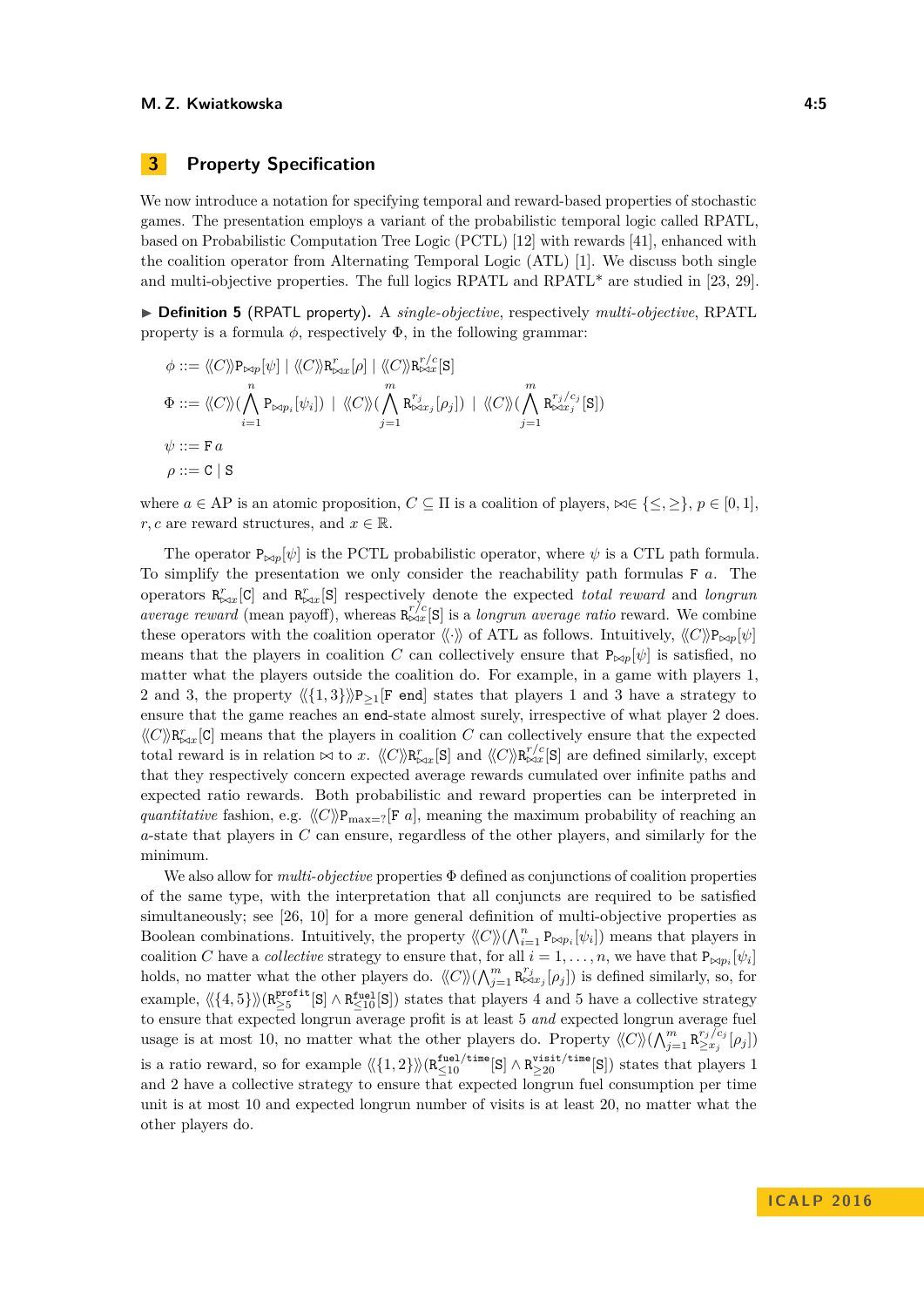## 3 Property Specification

We now introduce a notation for specifying temporal and reward-based properties of stochastic games. The presentation employs a variant of the probabilistic temporal logic called RPATL, based on Probabilistic Computation Tree Logic (PCTL) [12] with rewards [41], enhanced with the coalition operator from Alternating Temporal Logic (ATL) [1]. We discuss both single and multi-objective properties. The full logics RPATL and RPATL* are studied in [23, 29].

▶ **Definition 5** (RPATL property). A *single-objective*, respectively *multi-objective*, RPATL property is a formula $\phi$, respectively $\Phi$, in the following grammar:

$$\phi ::= \langle\langle C \rangle\rangle \mathtt{P}_{\bowtie p}[\psi] \mid \langle\langle C \rangle\rangle \mathtt{R}^{r}_{\bowtie x}[\rho] \mid \langle\langle C \rangle\rangle \mathtt{R}^{r/c}_{\bowtie x}[\mathtt{S}]$$

$$\Phi ::= \langle\langle C \rangle\rangle (\bigwedge_{i=1}^{n} \mathtt{P}_{\bowtie p_i}[\psi_i]) \mid \langle\langle C \rangle\rangle (\bigwedge_{j=1}^{m} \mathtt{R}^{r_j}_{\bowtie x_j}[\rho_j]) \mid \langle\langle C \rangle\rangle (\bigwedge_{j=1}^{m} \mathtt{R}^{r_j/c_j}_{\bowtie x_j}[\mathtt{S}])$$

$$\psi ::= \mathtt{F}\, a$$

$$\rho ::= \mathtt{C} \mid \mathtt{S}$$

where $a \in \mathrm{AP}$ is an atomic proposition, $C \subseteq \Pi$ is a coalition of players, $\bowtie \in \{\leq, \geq\}$, $p \in [0,1]$, $r, c$ are reward structures, and $x \in \mathbb{R}$.

The operator $\mathtt{P}_{\bowtie p}[\psi]$ is the PCTL probabilistic operator, where $\psi$ is a CTL path formula. To simplify the presentation we only consider the reachability path formulas $\mathtt{F}\ a$. The operators $\mathtt{R}^{r}_{\bowtie x}[\mathtt{C}]$ and $\mathtt{R}^{r}_{\bowtie x}[\mathtt{S}]$ respectively denote the expected *total reward* and *longrun average reward* (mean payoff), whereas $\mathtt{R}^{r/c}_{\bowtie x}[\mathtt{S}]$ is a *longrun average ratio* reward. We combine these operators with the coalition operator $\langle\langle \cdot \rangle\rangle$ of ATL as follows. Intuitively, $\langle\langle C \rangle\rangle \mathtt{P}_{\bowtie p}[\psi]$ means that the players in coalition $C$ can collectively ensure that $\mathtt{P}_{\bowtie p}[\psi]$ is satisfied, no matter what the players outside the coalition do. For example, in a game with players 1, 2 and 3, the property $\langle\langle \{1,3\} \rangle\rangle \mathtt{P}_{\geq 1}[\mathtt{F\ end}]$ states that players 1 and 3 have a strategy to ensure that the game reaches an $\mathtt{end}$-state almost surely, irrespective of what player 2 does. $\langle\langle C \rangle\rangle \mathtt{R}^{r}_{\bowtie x}[\mathtt{C}]$ means that the players in coalition $C$ can collectively ensure that the expected total reward is in relation $\bowtie$ to $x$. $\langle\langle C \rangle\rangle \mathtt{R}^{r}_{\bowtie x}[\mathtt{S}]$ and $\langle\langle C \rangle\rangle \mathtt{R}^{r/c}_{\bowtie x}[\mathtt{S}]$ are defined similarly, except that they respectively concern expected average rewards cumulated over infinite paths and expected ratio rewards. Both probabilistic and reward properties can be interpreted in *quantitative* fashion, e.g. $\langle\langle C \rangle\rangle \mathtt{P}_{\max=?}[\mathtt{F}\ a]$, meaning the maximum probability of reaching an $a$-state that players in $C$ can ensure, regardless of the other players, and similarly for the minimum.

We also allow for *multi-objective* properties $\Phi$ defined as conjunctions of coalition properties of the same type, with the interpretation that all conjuncts are required to be satisfied simultaneously; see [26, 10] for a more general definition of multi-objective properties as Boolean combinations. Intuitively, the property $\langle\langle C \rangle\rangle (\bigwedge_{i=1}^{n} \mathtt{P}_{\bowtie p_i}[\psi_i])$ means that players in coalition $C$ have a *collective* strategy to ensure that, for all $i = 1, \ldots, n$, we have that $\mathtt{P}_{\bowtie p_i}[\psi_i]$ holds, no matter what the other players do. $\langle\langle C \rangle\rangle (\bigwedge_{j=1}^{m} \mathtt{R}^{r_j}_{\bowtie x_j}[\rho_j])$ is defined similarly, so, for example, $\langle\langle \{4,5\} \rangle\rangle (\mathtt{R}^{\mathtt{profit}}_{\geq 5}[\mathtt{S}] \wedge \mathtt{R}^{\mathtt{fuel}}_{\leq 10}[\mathtt{S}])$ states that players 4 and 5 have a collective strategy to ensure that expected longrun average profit is at least 5 *and* expected longrun average fuel usage is at most 10, no matter what the other players do. Property $\langle\langle C \rangle\rangle (\bigwedge_{j=1}^{m} \mathtt{R}^{r_j/c_j}_{\geq x_j}[\rho_j])$ is a ratio reward, so for example $\langle\langle \{1,2\} \rangle\rangle (\mathtt{R}^{\mathtt{fuel}/\mathtt{time}}_{\leq 10}[\mathtt{S}] \wedge \mathtt{R}^{\mathtt{visit}/\mathtt{time}}_{\geq 20}[\mathtt{S}])$ states that players 1 and 2 have a collective strategy to ensure that expected longrun fuel consumption per time unit is at most 10 and expected longrun number of visits is at least 20, no matter what the other players do.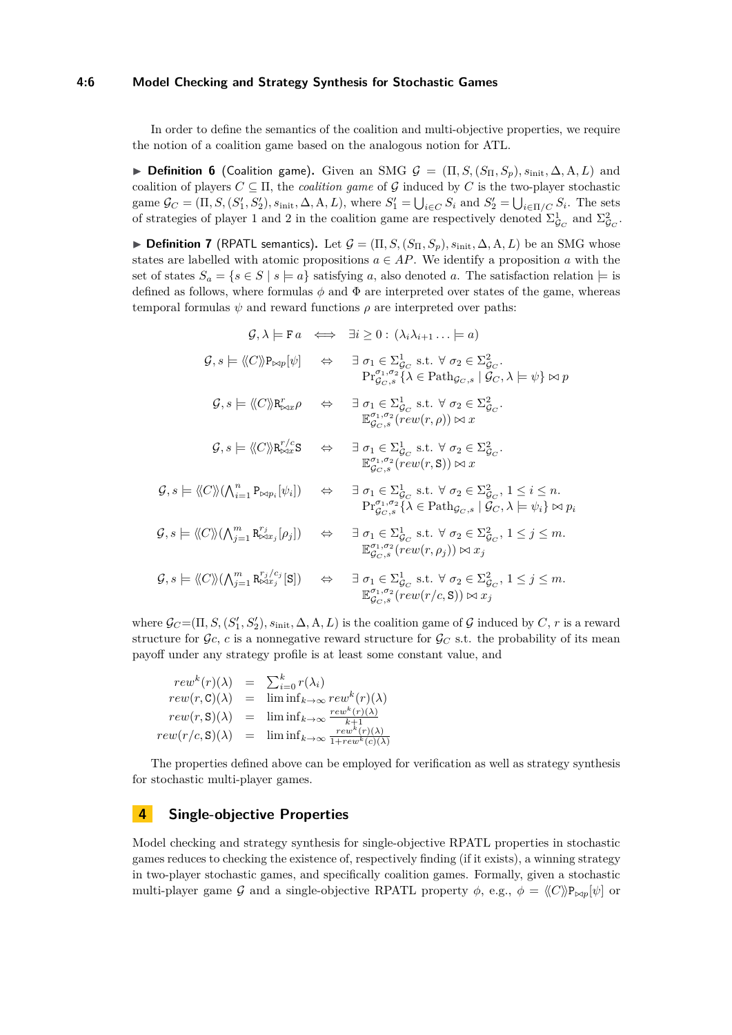In order to define the semantics of the coalition and multi-objective properties, we require the notion of a coalition game based on the analogous notion for ATL.

▶ **Definition 6** (Coalition game)**.** Given an SMG $\mathcal{G} = (\Pi, S, (S_\Pi, S_p), s_{\text{init}}, \Delta, \mathrm{A}, L)$ and coalition of players $C \subseteq \Pi$, the *coalition game* of $\mathcal{G}$ induced by $C$ is the two-player stochastic game $\mathcal{G}_C = (\Pi, S, (S_1', S_2'), s_{\text{init}}, \Delta, \mathrm{A}, L)$, where $S_1' = \bigcup_{i \in C} S_i$ and $S_2' = \bigcup_{i \in \Pi / C} S_i$. The sets of strategies of player 1 and 2 in the coalition game are respectively denoted $\Sigma^1_{\mathcal{G}_C}$ and $\Sigma^2_{\mathcal{G}_C}$.

▶ **Definition 7** (RPATL semantics)**.** Let $\mathcal{G} = (\Pi, S, (S_\Pi, S_p), s_{\text{init}}, \Delta, \mathrm{A}, L)$ be an SMG whose states are labelled with atomic propositions $a \in AP$. We identify a proposition $a$ with the set of states $S_a = \{s \in S \mid s \models a\}$ satisfying $a$, also denoted $a$. The satisfaction relation $\models$ is defined as follows, where formulas $\phi$ and $\Phi$ are interpreted over states of the game, whereas temporal formulas $\psi$ and reward functions $\rho$ are interpreted over paths:

$$
\begin{array}{rcl}
\mathcal{G}, \lambda \models \mathtt{F}\, a & \iff & \exists i \geq 0 : (\lambda_i \lambda_{i+1} \ldots \models a) \\
\mathcal{G}, s \models \langle\langle C \rangle\rangle \mathtt{P}_{\bowtie p}[\psi] & \Leftrightarrow & \exists\, \sigma_1 \in \Sigma^1_{\mathcal{G}_C} \text{ s.t. } \forall\, \sigma_2 \in \Sigma^2_{\mathcal{G}_C}. \\
& & \mathrm{Pr}^{\sigma_1,\sigma_2}_{\mathcal{G}_C,s}\{\lambda \in \mathrm{Path}_{\mathcal{G}_C,s} \mid \mathcal{G}_C, \lambda \models \psi\} \bowtie p \\
\mathcal{G}, s \models \langle\langle C \rangle\rangle \mathtt{R}^r_{\bowtie x}\rho & \Leftrightarrow & \exists\, \sigma_1 \in \Sigma^1_{\mathcal{G}_C} \text{ s.t. } \forall\, \sigma_2 \in \Sigma^2_{\mathcal{G}_C}. \\
& & \mathbb{E}^{\sigma_1,\sigma_2}_{\mathcal{G}_C,s}(rew(r,\rho)) \bowtie x \\
\mathcal{G}, s \models \langle\langle C \rangle\rangle \mathtt{R}^{r/c}_{\bowtie x}\mathtt{S} & \Leftrightarrow & \exists\, \sigma_1 \in \Sigma^1_{\mathcal{G}_C} \text{ s.t. } \forall\, \sigma_2 \in \Sigma^2_{\mathcal{G}_C}. \\
& & \mathbb{E}^{\sigma_1,\sigma_2}_{\mathcal{G}_C,s}(rew(r,\mathtt{S})) \bowtie x \\
\mathcal{G}, s \models \langle\langle C \rangle\rangle (\bigwedge_{i=1}^n \mathtt{P}_{\bowtie p_i}[\psi_i]) & \Leftrightarrow & \exists\, \sigma_1 \in \Sigma^1_{\mathcal{G}_C} \text{ s.t. } \forall\, \sigma_2 \in \Sigma^2_{\mathcal{G}_C},\ 1 \leq i \leq n. \\
& & \mathrm{Pr}^{\sigma_1,\sigma_2}_{\mathcal{G}_C,s}\{\lambda \in \mathrm{Path}_{\mathcal{G}_C,s} \mid \mathcal{G}_C, \lambda \models \psi_i\} \bowtie p_i \\
\mathcal{G}, s \models \langle\langle C \rangle\rangle (\bigwedge_{j=1}^m \mathtt{R}^{r_j}_{\bowtie x_j}[\rho_j]) & \Leftrightarrow & \exists\, \sigma_1 \in \Sigma^1_{\mathcal{G}_C} \text{ s.t. } \forall\, \sigma_2 \in \Sigma^2_{\mathcal{G}_C},\ 1 \leq j \leq m. \\
& & \mathbb{E}^{\sigma_1,\sigma_2}_{\mathcal{G}_C,s}(rew(r,\rho_j)) \bowtie x_j \\
\mathcal{G}, s \models \langle\langle C \rangle\rangle (\bigwedge_{j=1}^m \mathtt{R}^{r_j/c_j}_{\bowtie x_j}[\mathtt{S}]) & \Leftrightarrow & \exists\, \sigma_1 \in \Sigma^1_{\mathcal{G}_C} \text{ s.t. } \forall\, \sigma_2 \in \Sigma^2_{\mathcal{G}_C},\ 1 \leq j \leq m. \\
& & \mathbb{E}^{\sigma_1,\sigma_2}_{\mathcal{G}_C,s}(rew(r/c,\mathtt{S})) \bowtie x_j
\end{array}
$$

where $\mathcal{G}_C = (\Pi, S, (S_1', S_2'), s_{\text{init}}, \Delta, \mathrm{A}, L)$ is the coalition game of $\mathcal{G}$ induced by $C$, $r$ is a reward structure for $\mathcal{G}c$, $c$ is a nonnegative reward structure for $\mathcal{G}_C$ s.t. the probability of its mean payoff under any strategy profile is at least some constant value, and

$$
\begin{array}{rcl}
rew^k(r)(\lambda) & = & \sum_{i=0}^k r(\lambda_i) \\
rew(r,\mathtt{C})(\lambda) & = & \liminf_{k\to\infty} rew^k(r)(\lambda) \\
rew(r,\mathtt{S})(\lambda) & = & \liminf_{k\to\infty} \frac{rew^k(r)(\lambda)}{k+1} \\
rew(r/c,\mathtt{S})(\lambda) & = & \liminf_{k\to\infty} \frac{rew^k(r)(\lambda)}{1+rew^k(c)(\lambda)}
\end{array}
$$

The properties defined above can be employed for verification as well as strategy synthesis for stochastic multi-player games.

## 4 Single-objective Properties

Model checking and strategy synthesis for single-objective RPATL properties in stochastic games reduces to checking the existence of, respectively finding (if it exists), a winning strategy in two-player stochastic games, and specifically coalition games. Formally, given a stochastic multi-player game $\mathcal{G}$ and a single-objective RPATL property $\phi$, e.g., $\phi = \langle\langle C \rangle\rangle \mathtt{P}_{\bowtie p}[\psi]$ or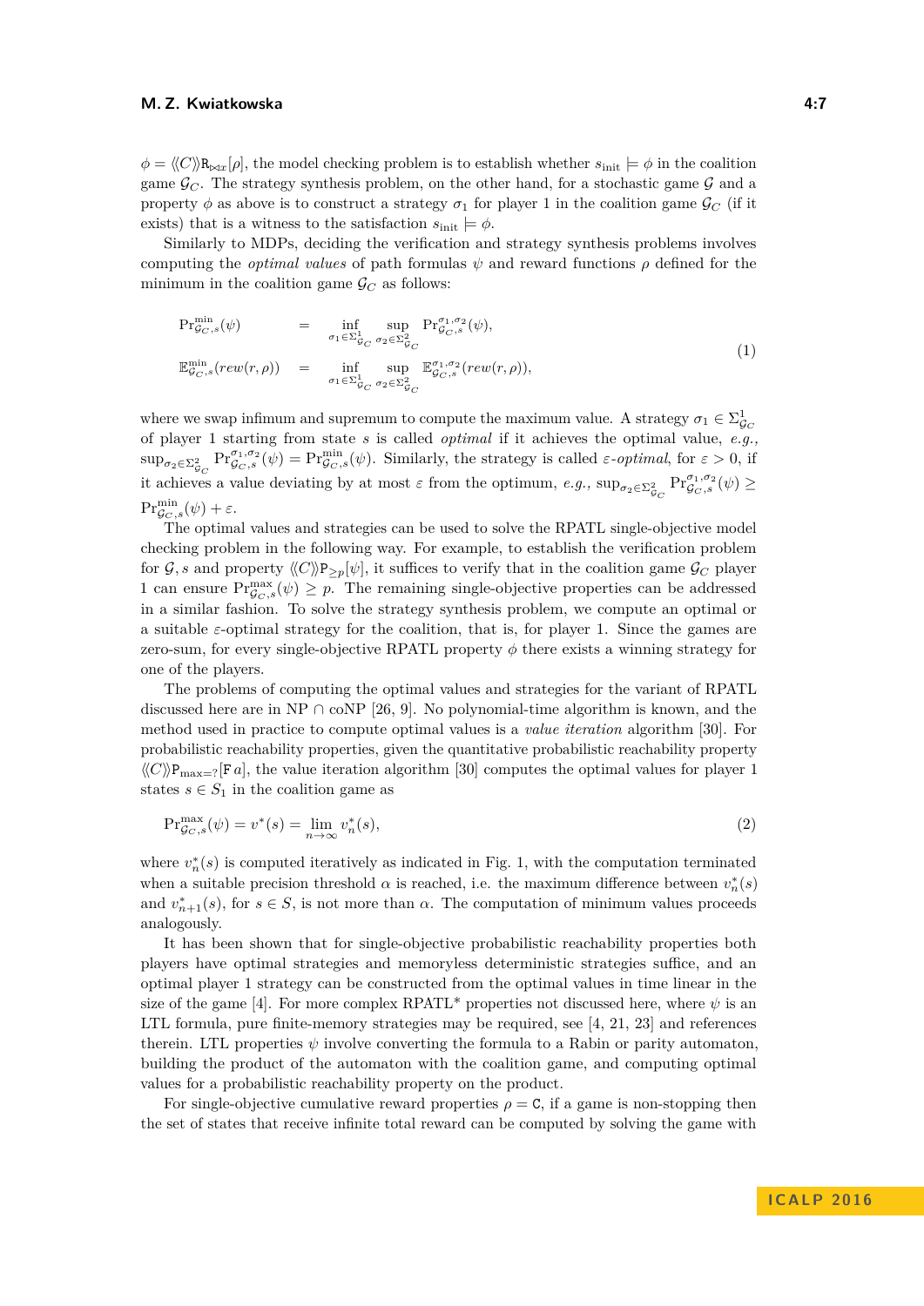$\phi = \langle\langle C \rangle\rangle \mathtt{R}_{\bowtie x}[\rho]$, the model checking problem is to establish whether $s_{\text{init}} \models \phi$ in the coalition game $\mathcal{G}_C$. The strategy synthesis problem, on the other hand, for a stochastic game $\mathcal{G}$ and a property $\phi$ as above is to construct a strategy $\sigma_1$ for player 1 in the coalition game $\mathcal{G}_C$ (if it exists) that is a witness to the satisfaction $s_{\text{init}} \models \phi$.

Similarly to MDPs, deciding the verification and strategy synthesis problems involves computing the *optimal values* of path formulas $\psi$ and reward functions $\rho$ defined for the minimum in the coalition game $\mathcal{G}_C$ as follows:

$$
\begin{aligned}
\mathrm{Pr}^{\min}_{\mathcal{G}_C,s}(\psi) &= \inf_{\sigma_1 \in \Sigma^1_{\mathcal{G}_C}} \sup_{\sigma_2 \in \Sigma^2_{\mathcal{G}_C}} \mathrm{Pr}^{\sigma_1,\sigma_2}_{\mathcal{G}_C,s}(\psi), \\
\mathbb{E}^{\min}_{\mathcal{G}_C,s}(rew(r,\rho)) &= \inf_{\sigma_1 \in \Sigma^1_{\mathcal{G}_C}} \sup_{\sigma_2 \in \Sigma^2_{\mathcal{G}_C}} \mathbb{E}^{\sigma_1,\sigma_2}_{\mathcal{G}_C,s}(rew(r,\rho)),
\end{aligned}
\tag{1}
$$

where we swap infimum and supremum to compute the maximum value. A strategy $\sigma_1 \in \Sigma^1_{\mathcal{G}_C}$ of player 1 starting from state $s$ is called *optimal* if it achieves the optimal value, *e.g.*, $\sup_{\sigma_2 \in \Sigma^2_{\mathcal{G}_C}} \mathrm{Pr}^{\sigma_1,\sigma_2}_{\mathcal{G}_C,s}(\psi) = \mathrm{Pr}^{\min}_{\mathcal{G}_C,s}(\psi)$. Similarly, the strategy is called $\varepsilon$-*optimal*, for $\varepsilon > 0$, if it achieves a value deviating by at most $\varepsilon$ from the optimum, *e.g.*, $\sup_{\sigma_2 \in \Sigma^2_{\mathcal{G}_C}} \mathrm{Pr}^{\sigma_1,\sigma_2}_{\mathcal{G}_C,s}(\psi) \geq \mathrm{Pr}^{\min}_{\mathcal{G}_C,s}(\psi) + \varepsilon$.

The optimal values and strategies can be used to solve the RPATL single-objective model checking problem in the following way. For example, to establish the verification problem for $\mathcal{G}, s$ and property $\langle\langle C \rangle\rangle \mathtt{P}_{\geq p}[\psi]$, it suffices to verify that in the coalition game $\mathcal{G}_C$ player 1 can ensure $\mathrm{Pr}^{\max}_{\mathcal{G}_C,s}(\psi) \geq p$. The remaining single-objective properties can be addressed in a similar fashion. To solve the strategy synthesis problem, we compute an optimal or a suitable $\varepsilon$-optimal strategy for the coalition, that is, for player 1. Since the games are zero-sum, for every single-objective RPATL property $\phi$ there exists a winning strategy for one of the players.

The problems of computing the optimal values and strategies for the variant of RPATL discussed here are in NP $\cap$ coNP [26, 9]. No polynomial-time algorithm is known, and the method used in practice to compute optimal values is a *value iteration* algorithm [30]. For probabilistic reachability properties, given the quantitative probabilistic reachability property $\langle\langle C \rangle\rangle \mathtt{P}_{\max=?}[\mathtt{F}\, a]$, the value iteration algorithm [30] computes the optimal values for player 1 states $s \in S_1$ in the coalition game as

$$
\mathrm{Pr}^{\max}_{\mathcal{G}_C,s}(\psi) = v^*(s) = \lim_{n\to\infty} v^*_n(s),
\tag{2}
$$

where $v^*_n(s)$ is computed iteratively as indicated in Fig. 1, with the computation terminated when a suitable precision threshold $\alpha$ is reached, i.e. the maximum difference between $v^*_n(s)$ and $v^*_{n+1}(s)$, for $s \in S$, is not more than $\alpha$. The computation of minimum values proceeds analogously.

It has been shown that for single-objective probabilistic reachability properties both players have optimal strategies and memoryless deterministic strategies suffice, and an optimal player 1 strategy can be constructed from the optimal values in time linear in the size of the game [4]. For more complex RPATL* properties not discussed here, where $\psi$ is an LTL formula, pure finite-memory strategies may be required, see [4, 21, 23] and references therein. LTL properties $\psi$ involve converting the formula to a Rabin or parity automaton, building the product of the automaton with the coalition game, and computing optimal values for a probabilistic reachability property on the product.

For single-objective cumulative reward properties $\rho = \mathtt{C}$, if a game is non-stopping then the set of states that receive infinite total reward can be computed by solving the game with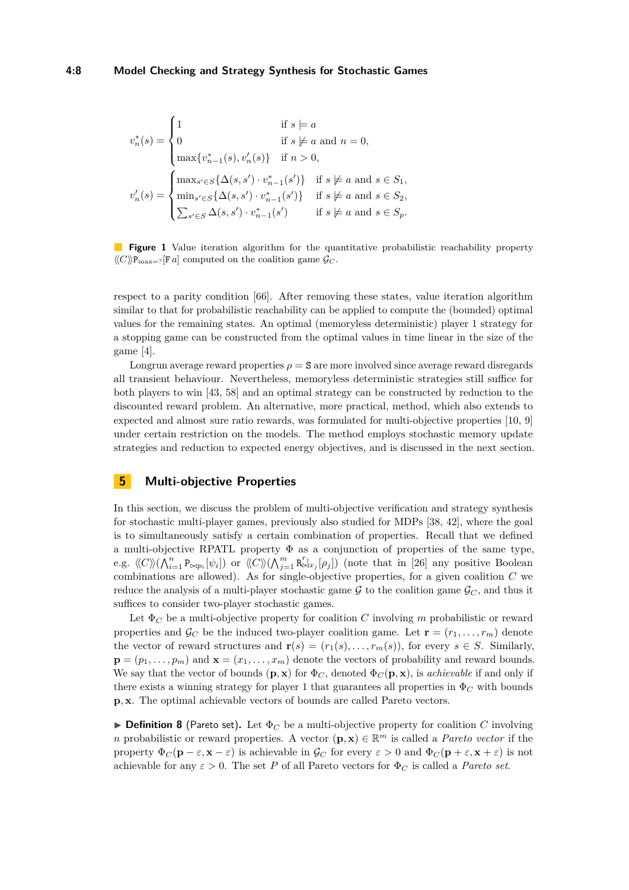$$
v_n^*(s) = \begin{cases} 1 & \text{if } s \models a \\ 0 & \text{if } s \not\models a \text{ and } n = 0, \\ \max\{v_{n-1}^*(s), v_n'(s)\} & \text{if } n > 0, \end{cases}
$$

$$
v_n'(s) = \begin{cases} \max_{s' \in S}\{\Delta(s,s') \cdot v_{n-1}^*(s')\} & \text{if } s \not\models a \text{ and } s \in S_1, \\ \min_{s' \in S}\{\Delta(s,s') \cdot v_{n-1}^*(s')\} & \text{if } s \not\models a \text{ and } s \in S_2, \\ \sum_{s' \in S} \Delta(s,s') \cdot v_{n-1}^*(s') & \text{if } s \not\models a \text{ and } s \in S_p. \end{cases}
$$

**Figure 1** Value iteration algorithm for the quantitative probabilistic reachability property $\langle\langle C \rangle\rangle \mathtt{P}_{\max=?}[\mathtt{F}\, a]$ computed on the coalition game $\mathcal{G}_C$.

respect to a parity condition [66]. After removing these states, value iteration algorithm similar to that for probabilistic reachability can be applied to compute the (bounded) optimal values for the remaining states. An optimal (memoryless deterministic) player 1 strategy for a stopping game can be constructed from the optimal values in time linear in the size of the game [4].

Longrun average reward properties $\rho = \mathtt{S}$ are more involved since average reward disregards all transient behaviour. Nevertheless, memoryless deterministic strategies still suffice for both players to win [43, 58] and an optimal strategy can be constructed by reduction to the discounted reward problem. An alternative, more practical, method, which also extends to expected and almost sure ratio rewards, was formulated for multi-objective properties [10, 9] under certain restriction on the models. The method employs stochastic memory update strategies and reduction to expected energy objectives, and is discussed in the next section.

## 5 Multi-objective Properties

In this section, we discuss the problem of multi-objective verification and strategy synthesis for stochastic multi-player games, previously also studied for MDPs [38, 42], where the goal is to simultaneously satisfy a certain combination of properties. Recall that we defined a multi-objective RPATL property $\Phi$ as a conjunction of properties of the same type, e.g. $\langle\langle C \rangle\rangle(\bigwedge_{i=1}^{n} \mathtt{P}_{\bowtie p_i}[\psi_i])$ or $\langle\langle C \rangle\rangle(\bigwedge_{j=1}^{m} \mathtt{R}^{r_j}_{\bowtie x_j}[\rho_j])$ (note that in [26] any positive Boolean combinations are allowed). As for single-objective properties, for a given coalition $C$ we reduce the analysis of a multi-player stochastic game $\mathcal{G}$ to the coalition game $\mathcal{G}_C$, and thus it suffices to consider two-player stochastic games.

Let $\Phi_C$ be a multi-objective property for coalition $C$ involving $m$ probabilistic or reward properties and $\mathcal{G}_C$ be the induced two-player coalition game. Let $\mathbf{r} = (r_1, \ldots, r_m)$ denote the vector of reward structures and $\mathbf{r}(s) = (r_1(s), \ldots, r_m(s))$, for every $s \in S$. Similarly, $\mathbf{p} = (p_1, \ldots, p_m)$ and $\mathbf{x} = (x_1, \ldots, x_m)$ denote the vectors of probability and reward bounds. We say that the vector of bounds $(\mathbf{p}, \mathbf{x})$ for $\Phi_C$, denoted $\Phi_C(\mathbf{p}, \mathbf{x})$, is *achievable* if and only if there exists a winning strategy for player 1 that guarantees all properties in $\Phi_C$ with bounds $\mathbf{p}, \mathbf{x}$. The optimal achievable vectors of bounds are called Pareto vectors.

▶ **Definition 8** (Pareto set). Let $\Phi_C$ be a multi-objective property for coalition $C$ involving $n$ probabilistic or reward properties. A vector $(\mathbf{p}, \mathbf{x}) \in \mathbb{R}^m$ is called a *Pareto vector* if the property $\Phi_C(\mathbf{p} - \varepsilon, \mathbf{x} - \varepsilon)$ is achievable in $\mathcal{G}_C$ for every $\varepsilon > 0$ and $\Phi_C(\mathbf{p} + \varepsilon, \mathbf{x} + \varepsilon)$ is not achievable for any $\varepsilon > 0$. The set $P$ of all Pareto vectors for $\Phi_C$ is called a *Pareto set*.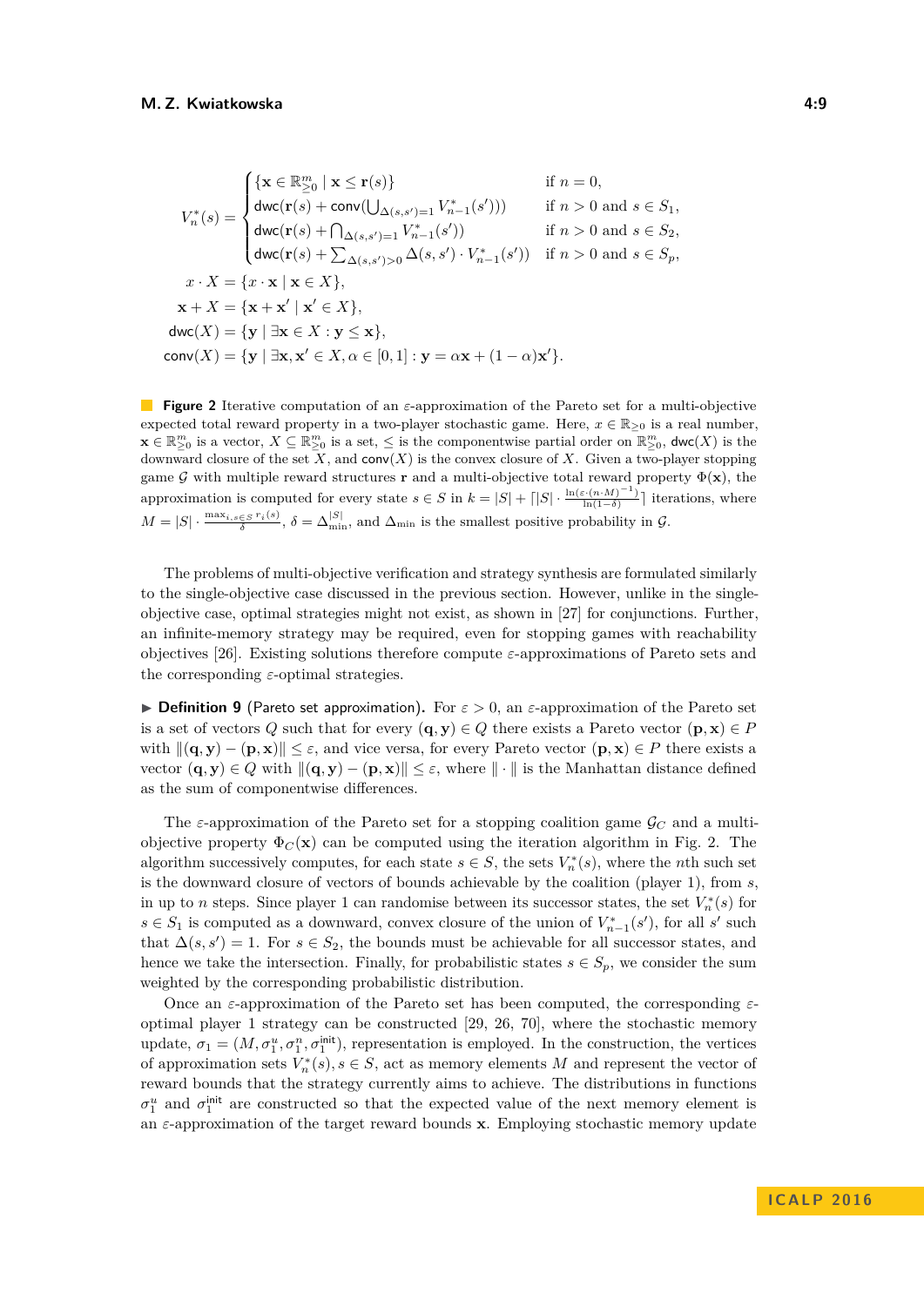$$
V_n^*(s) = \begin{cases} \{\mathbf{x} \in \mathbb{R}^m_{\geq 0} \mid \mathbf{x} \leq \mathbf{r}(s)\} & \text{if } n = 0, \\ \mathsf{dwc}(\mathbf{r}(s) + \mathsf{conv}(\bigcup_{\Delta(s,s')=1} V_{n-1}^*(s'))) & \text{if } n > 0 \text{ and } s \in S_1, \\ \mathsf{dwc}(\mathbf{r}(s) + \bigcap_{\Delta(s,s')=1} V_{n-1}^*(s')) & \text{if } n > 0 \text{ and } s \in S_2, \\ \mathsf{dwc}(\mathbf{r}(s) + \sum_{\Delta(s,s')>0} \Delta(s,s') \cdot V_{n-1}^*(s')) & \text{if } n > 0 \text{ and } s \in S_p, \end{cases}
$$

$$
x \cdot X = \{x \cdot \mathbf{x} \mid \mathbf{x} \in X\},
$$

$$
\mathbf{x} + X = \{\mathbf{x} + \mathbf{x}' \mid \mathbf{x}' \in X\},
$$

$$
\mathsf{dwc}(X) = \{\mathbf{y} \mid \exists \mathbf{x} \in X : \mathbf{y} \leq \mathbf{x}\},
$$

$$
\mathsf{conv}(X) = \{\mathbf{y} \mid \exists \mathbf{x}, \mathbf{x}' \in X, \alpha \in [0,1] : \mathbf{y} = \alpha\mathbf{x} + (1-\alpha)\mathbf{x}'\}.
$$

**Figure 2** Iterative computation of an $\varepsilon$-approximation of the Pareto set for a multi-objective expected total reward property in a two-player stochastic game. Here, $x \in \mathbb{R}_{\geq 0}$ is a real number, $\mathbf{x} \in \mathbb{R}^m_{\geq 0}$ is a vector, $X \subseteq \mathbb{R}^m_{\geq 0}$ is a set, $\leq$ is the componentwise partial order on $\mathbb{R}^m_{\geq 0}$, $\mathsf{dwc}(X)$ is the downward closure of the set $X$, and $\mathsf{conv}(X)$ is the convex closure of $X$. Given a two-player stopping game $\mathcal{G}$ with multiple reward structures $\mathbf{r}$ and a multi-objective total reward property $\Phi(\mathbf{x})$, the approximation is computed for every state $s \in S$ in $k = |S| + \lceil |S| \cdot \frac{\ln(\varepsilon \cdot (n \cdot M)^{-1})}{\ln(1-\delta)} \rceil$ iterations, where $M = |S| \cdot \frac{\max_{i, s \in S} r_i(s)}{\delta}$, $\delta = \Delta_{\min}^{|S|}$, and $\Delta_{\min}$ is the smallest positive probability in $\mathcal{G}$.

The problems of multi-objective verification and strategy synthesis are formulated similarly to the single-objective case discussed in the previous section. However, unlike in the single-objective case, optimal strategies might not exist, as shown in [27] for conjunctions. Further, an infinite-memory strategy may be required, even for stopping games with reachability objectives [26]. Existing solutions therefore compute $\varepsilon$-approximations of Pareto sets and the corresponding $\varepsilon$-optimal strategies.

▶ **Definition 9** (Pareto set approximation). For $\varepsilon > 0$, an $\varepsilon$-approximation of the Pareto set is a set of vectors $Q$ such that for every $(\mathbf{q}, \mathbf{y}) \in Q$ there exists a Pareto vector $(\mathbf{p}, \mathbf{x}) \in P$ with $\|(\mathbf{q}, \mathbf{y}) - (\mathbf{p}, \mathbf{x})\| \leq \varepsilon$, and vice versa, for every Pareto vector $(\mathbf{p}, \mathbf{x}) \in P$ there exists a vector $(\mathbf{q}, \mathbf{y}) \in Q$ with $\|(\mathbf{q}, \mathbf{y}) - (\mathbf{p}, \mathbf{x})\| \leq \varepsilon$, where $\| \cdot \|$ is the Manhattan distance defined as the sum of componentwise differences.

The $\varepsilon$-approximation of the Pareto set for a stopping coalition game $\mathcal{G}_C$ and a multi-objective property $\Phi_C(\mathbf{x})$ can be computed using the iteration algorithm in Fig. 2. The algorithm successively computes, for each state $s \in S$, the sets $V_n^*(s)$, where the $n$th such set is the downward closure of vectors of bounds achievable by the coalition (player 1), from $s$, in up to $n$ steps. Since player 1 can randomise between its successor states, the set $V_n^*(s)$ for $s \in S_1$ is computed as a downward, convex closure of the union of $V_{n-1}^*(s')$, for all $s'$ such that $\Delta(s, s') = 1$. For $s \in S_2$, the bounds must be achievable for all successor states, and hence we take the intersection. Finally, for probabilistic states $s \in S_p$, we consider the sum weighted by the corresponding probabilistic distribution.

Once an $\varepsilon$-approximation of the Pareto set has been computed, the corresponding $\varepsilon$-optimal player 1 strategy can be constructed [29, 26, 70], where the stochastic memory update, $\sigma_1 = (M, \sigma_1^u, \sigma_1^n, \sigma_1^{\mathsf{init}})$, representation is employed. In the construction, the vertices of approximation sets $V_n^*(s), s \in S$, act as memory elements $M$ and represent the vector of reward bounds that the strategy currently aims to achieve. The distributions in functions $\sigma_1^u$ and $\sigma_1^{\mathsf{init}}$ are constructed so that the expected value of the next memory element is an $\varepsilon$-approximation of the target reward bounds $\mathbf{x}$. Employing stochastic memory update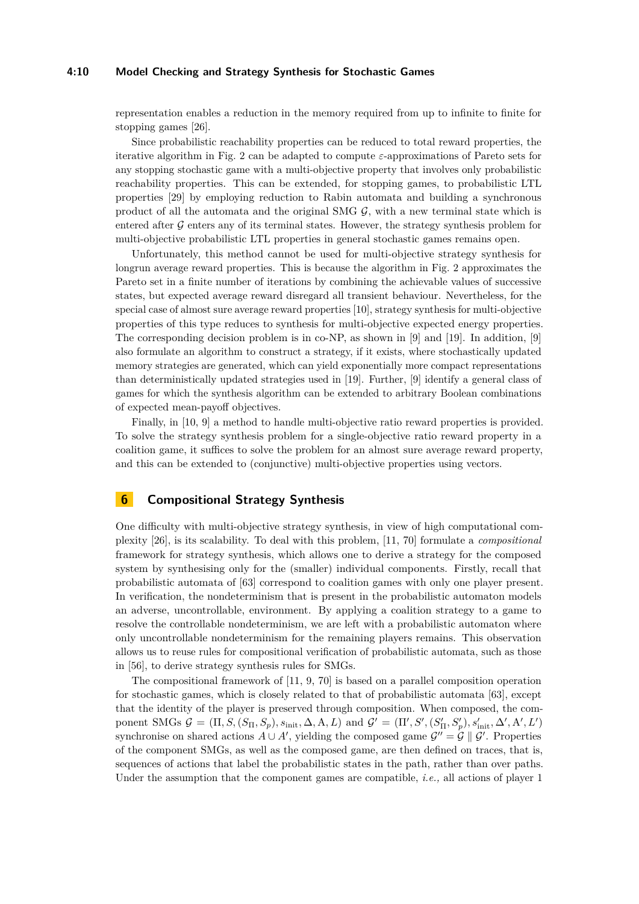representation enables a reduction in the memory required from up to infinite to finite for stopping games [26].

Since probabilistic reachability properties can be reduced to total reward properties, the iterative algorithm in Fig. 2 can be adapted to compute $\varepsilon$-approximations of Pareto sets for any stopping stochastic game with a multi-objective property that involves only probabilistic reachability properties. This can be extended, for stopping games, to probabilistic LTL properties [29] by employing reduction to Rabin automata and building a synchronous product of all the automata and the original SMG $\mathcal{G}$, with a new terminal state which is entered after $\mathcal{G}$ enters any of its terminal states. However, the strategy synthesis problem for multi-objective probabilistic LTL properties in general stochastic games remains open.

Unfortunately, this method cannot be used for multi-objective strategy synthesis for longrun average reward properties. This is because the algorithm in Fig. 2 approximates the Pareto set in a finite number of iterations by combining the achievable values of successive states, but expected average reward disregard all transient behaviour. Nevertheless, for the special case of almost sure average reward properties [10], strategy synthesis for multi-objective properties of this type reduces to synthesis for multi-objective expected energy properties. The corresponding decision problem is in co-NP, as shown in [9] and [19]. In addition, [9] also formulate an algorithm to construct a strategy, if it exists, where stochastically updated memory strategies are generated, which can yield exponentially more compact representations than deterministically updated strategies used in [19]. Further, [9] identify a general class of games for which the synthesis algorithm can be extended to arbitrary Boolean combinations of expected mean-payoff objectives.

Finally, in [10, 9] a method to handle multi-objective ratio reward properties is provided. To solve the strategy synthesis problem for a single-objective ratio reward property in a coalition game, it suffices to solve the problem for an almost sure average reward property, and this can be extended to (conjunctive) multi-objective properties using vectors.

## 6 Compositional Strategy Synthesis

One difficulty with multi-objective strategy synthesis, in view of high computational complexity [26], is its scalability. To deal with this problem, [11, 70] formulate a *compositional* framework for strategy synthesis, which allows one to derive a strategy for the composed system by synthesising only for the (smaller) individual components. Firstly, recall that probabilistic automata of [63] correspond to coalition games with only one player present. In verification, the nondeterminism that is present in the probabilistic automaton models an adverse, uncontrollable, environment. By applying a coalition strategy to a game to resolve the controllable nondeterminism, we are left with a probabilistic automaton where only uncontrollable nondeterminism for the remaining players remains. This observation allows us to reuse rules for compositional verification of probabilistic automata, such as those in [56], to derive strategy synthesis rules for SMGs.

The compositional framework of [11, 9, 70] is based on a parallel composition operation for stochastic games, which is closely related to that of probabilistic automata [63], except that the identity of the player is preserved through composition. When composed, the component SMGs $\mathcal{G} = (\Pi, S, (S_\Pi, S_p), s_{\text{init}}, \Delta, \mathrm{A}, L)$ and $\mathcal{G}' = (\Pi', S', (S'_\Pi, S'_p), s'_{\text{init}}, \Delta', \mathrm{A}', L')$ synchronise on shared actions $A \cup A'$, yielding the composed game $\mathcal{G}'' = \mathcal{G} \parallel \mathcal{G}'$. Properties of the component SMGs, as well as the composed game, are then defined on traces, that is, sequences of actions that label the probabilistic states in the path, rather than over paths. Under the assumption that the component games are compatible, *i.e.,* all actions of player 1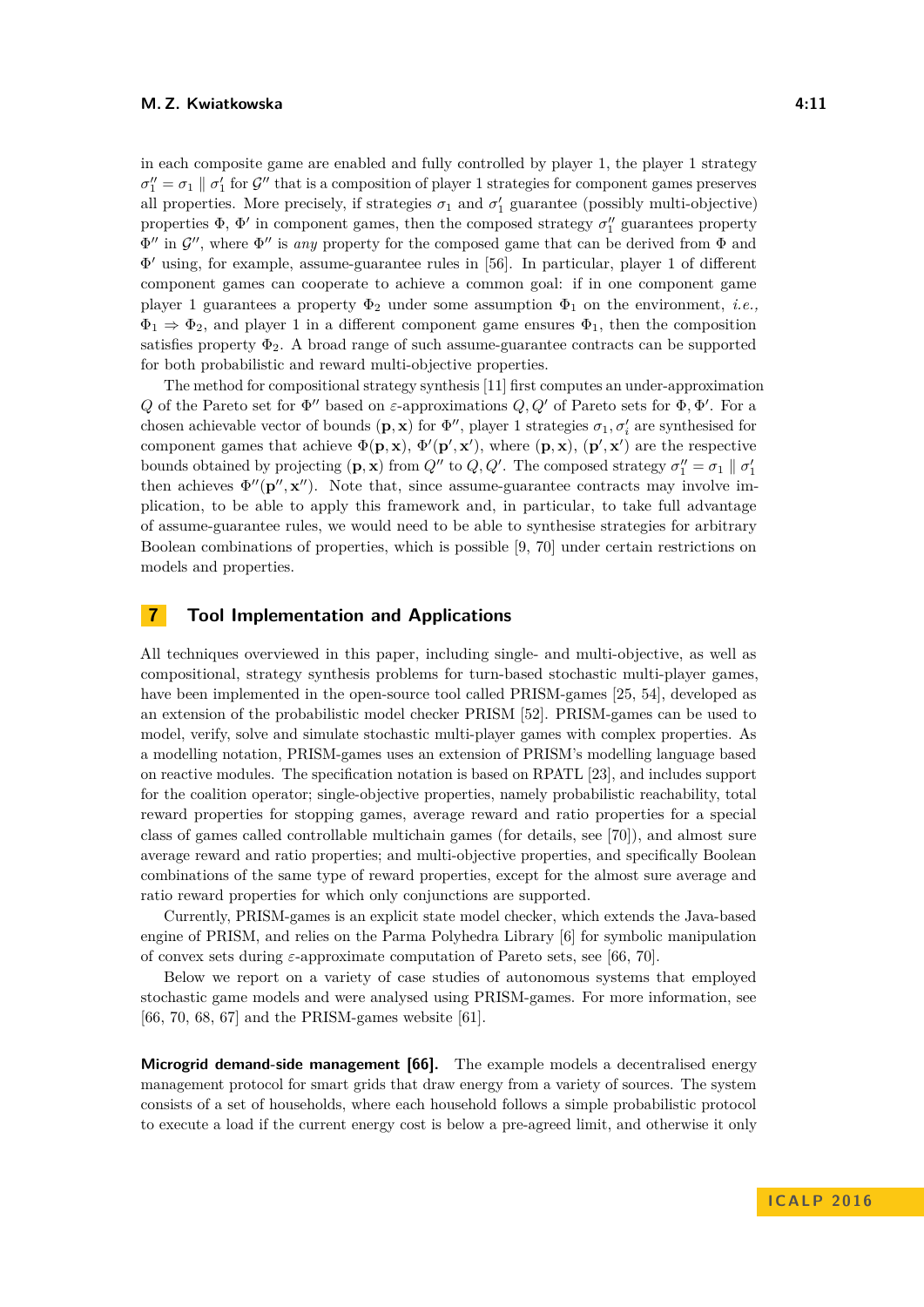in each composite game are enabled and fully controlled by player 1, the player 1 strategy $\sigma_1'' = \sigma_1 \parallel \sigma_1'$ for $\mathcal{G}''$ that is a composition of player 1 strategies for component games preserves all properties. More precisely, if strategies $\sigma_1$ and $\sigma_1'$ guarantee (possibly multi-objective) properties $\Phi$, $\Phi'$ in component games, then the composed strategy $\sigma_1''$ guarantees property $\Phi''$ in $\mathcal{G}''$, where $\Phi''$ is *any* property for the composed game that can be derived from $\Phi$ and $\Phi'$ using, for example, assume-guarantee rules in [56]. In particular, player 1 of different component games can cooperate to achieve a common goal: if in one component game player 1 guarantees a property $\Phi_2$ under some assumption $\Phi_1$ on the environment, *i.e.,* $\Phi_1 \Rightarrow \Phi_2$, and player 1 in a different component game ensures $\Phi_1$, then the composition satisfies property $\Phi_2$. A broad range of such assume-guarantee contracts can be supported for both probabilistic and reward multi-objective properties.

The method for compositional strategy synthesis [11] first computes an under-approximation $Q$ of the Pareto set for $\Phi''$ based on $\varepsilon$-approximations $Q, Q'$ of Pareto sets for $\Phi, \Phi'$. For a chosen achievable vector of bounds $(\mathbf{p}, \mathbf{x})$ for $\Phi''$, player 1 strategies $\sigma_1, \sigma_i'$ are synthesised for component games that achieve $\Phi(\mathbf{p}, \mathbf{x})$, $\Phi'(\mathbf{p}', \mathbf{x}')$, where $(\mathbf{p}, \mathbf{x})$, $(\mathbf{p}', \mathbf{x}')$ are the respective bounds obtained by projecting $(\mathbf{p}, \mathbf{x})$ from $Q''$ to $Q, Q'$. The composed strategy $\sigma_1'' = \sigma_1 \parallel \sigma_1'$ then achieves $\Phi''(\mathbf{p}'', \mathbf{x}'')$. Note that, since assume-guarantee contracts may involve implication, to be able to apply this framework and, in particular, to take full advantage of assume-guarantee rules, we would need to be able to synthesise strategies for arbitrary Boolean combinations of properties, which is possible [9, 70] under certain restrictions on models and properties.

## 7 Tool Implementation and Applications

All techniques overviewed in this paper, including single- and multi-objective, as well as compositional, strategy synthesis problems for turn-based stochastic multi-player games, have been implemented in the open-source tool called PRISM-games [25, 54], developed as an extension of the probabilistic model checker PRISM [52]. PRISM-games can be used to model, verify, solve and simulate stochastic multi-player games with complex properties. As a modelling notation, PRISM-games uses an extension of PRISM's modelling language based on reactive modules. The specification notation is based on RPATL [23], and includes support for the coalition operator; single-objective properties, namely probabilistic reachability, total reward properties for stopping games, average reward and ratio properties for a special class of games called controllable multichain games (for details, see [70]), and almost sure average reward and ratio properties; and multi-objective properties, and specifically Boolean combinations of the same type of reward properties, except for the almost sure average and ratio reward properties for which only conjunctions are supported.

Currently, PRISM-games is an explicit state model checker, which extends the Java-based engine of PRISM, and relies on the Parma Polyhedra Library [6] for symbolic manipulation of convex sets during $\varepsilon$-approximate computation of Pareto sets, see [66, 70].

Below we report on a variety of case studies of autonomous systems that employed stochastic game models and were analysed using PRISM-games. For more information, see [66, 70, 68, 67] and the PRISM-games website [61].

**Microgrid demand-side management [66].** The example models a decentralised energy management protocol for smart grids that draw energy from a variety of sources. The system consists of a set of households, where each household follows a simple probabilistic protocol to execute a load if the current energy cost is below a pre-agreed limit, and otherwise it only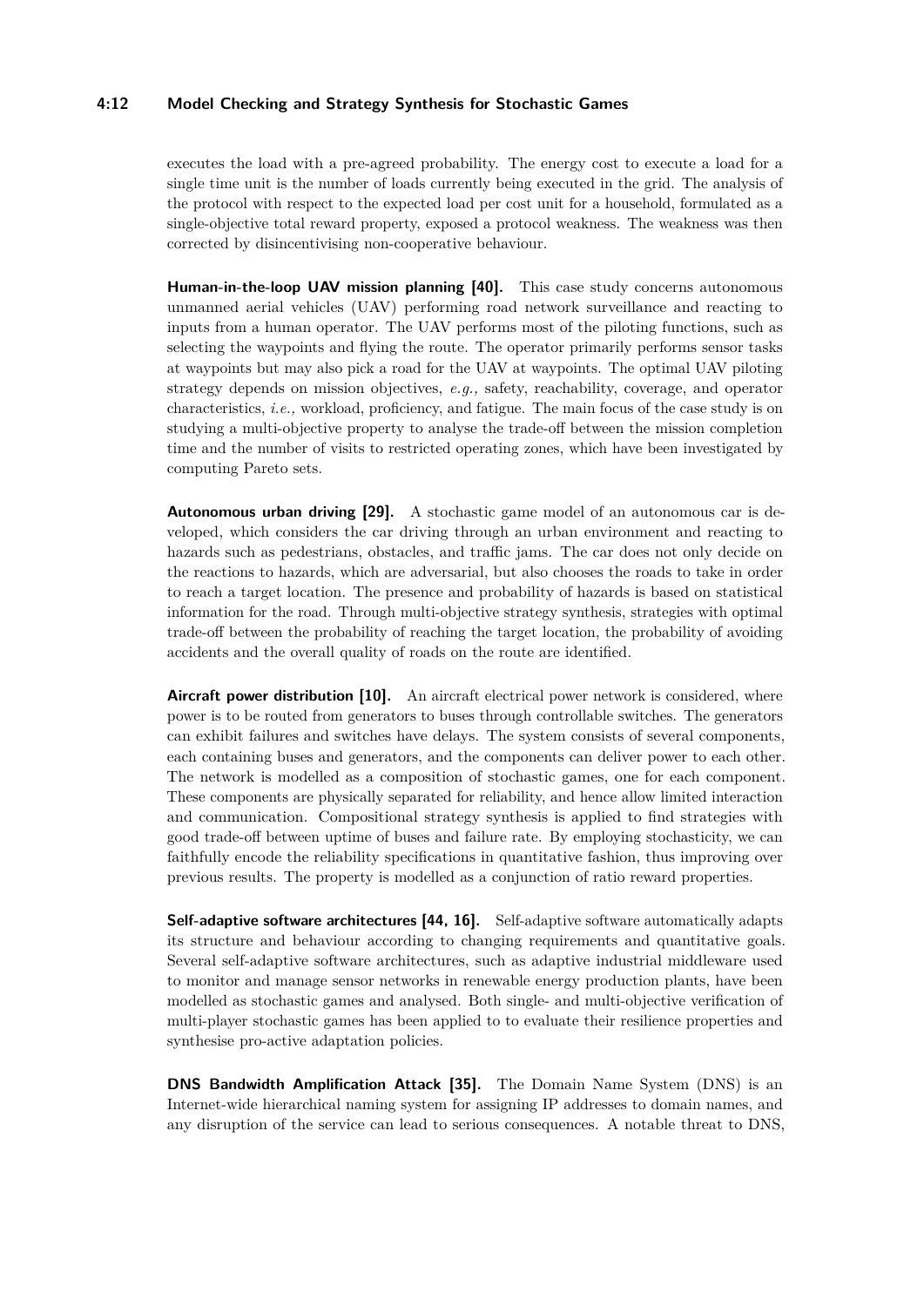executes the load with a pre-agreed probability. The energy cost to execute a load for a single time unit is the number of loads currently being executed in the grid. The analysis of the protocol with respect to the expected load per cost unit for a household, formulated as a single-objective total reward property, exposed a protocol weakness. The weakness was then corrected by disincentivising non-cooperative behaviour.

**Human-in-the-loop UAV mission planning [40].** This case study concerns autonomous unmanned aerial vehicles (UAV) performing road network surveillance and reacting to inputs from a human operator. The UAV performs most of the piloting functions, such as selecting the waypoints and flying the route. The operator primarily performs sensor tasks at waypoints but may also pick a road for the UAV at waypoints. The optimal UAV piloting strategy depends on mission objectives, *e.g.,* safety, reachability, coverage, and operator characteristics, *i.e.,* workload, proficiency, and fatigue. The main focus of the case study is on studying a multi-objective property to analyse the trade-off between the mission completion time and the number of visits to restricted operating zones, which have been investigated by computing Pareto sets.

**Autonomous urban driving [29].** A stochastic game model of an autonomous car is developed, which considers the car driving through an urban environment and reacting to hazards such as pedestrians, obstacles, and traffic jams. The car does not only decide on the reactions to hazards, which are adversarial, but also chooses the roads to take in order to reach a target location. The presence and probability of hazards is based on statistical information for the road. Through multi-objective strategy synthesis, strategies with optimal trade-off between the probability of reaching the target location, the probability of avoiding accidents and the overall quality of roads on the route are identified.

**Aircraft power distribution [10].** An aircraft electrical power network is considered, where power is to be routed from generators to buses through controllable switches. The generators can exhibit failures and switches have delays. The system consists of several components, each containing buses and generators, and the components can deliver power to each other. The network is modelled as a composition of stochastic games, one for each component. These components are physically separated for reliability, and hence allow limited interaction and communication. Compositional strategy synthesis is applied to find strategies with good trade-off between uptime of buses and failure rate. By employing stochasticity, we can faithfully encode the reliability specifications in quantitative fashion, thus improving over previous results. The property is modelled as a conjunction of ratio reward properties.

**Self-adaptive software architectures [44, 16].** Self-adaptive software automatically adapts its structure and behaviour according to changing requirements and quantitative goals. Several self-adaptive software architectures, such as adaptive industrial middleware used to monitor and manage sensor networks in renewable energy production plants, have been modelled as stochastic games and analysed. Both single- and multi-objective verification of multi-player stochastic games has been applied to to evaluate their resilience properties and synthesise pro-active adaptation policies.

**DNS Bandwidth Amplification Attack [35].** The Domain Name System (DNS) is an Internet-wide hierarchical naming system for assigning IP addresses to domain names, and any disruption of the service can lead to serious consequences. A notable threat to DNS,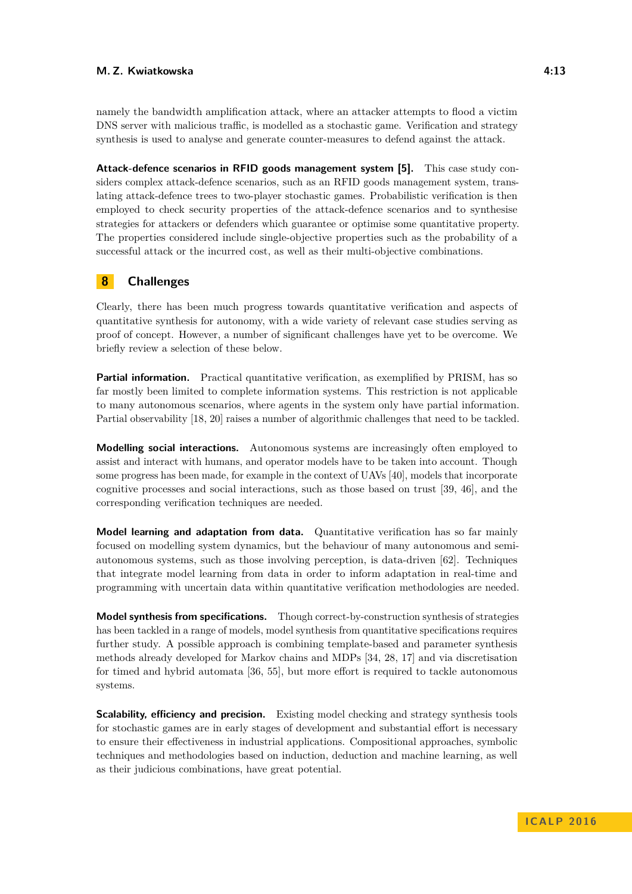namely the bandwidth amplification attack, where an attacker attempts to flood a victim DNS server with malicious traffic, is modelled as a stochastic game. Verification and strategy synthesis is used to analyse and generate counter-measures to defend against the attack.

**Attack-defence scenarios in RFID goods management system [5].** This case study considers complex attack-defence scenarios, such as an RFID goods management system, translating attack-defence trees to two-player stochastic games. Probabilistic verification is then employed to check security properties of the attack-defence scenarios and to synthesise strategies for attackers or defenders which guarantee or optimise some quantitative property. The properties considered include single-objective properties such as the probability of a successful attack or the incurred cost, as well as their multi-objective combinations.

## 8 Challenges

Clearly, there has been much progress towards quantitative verification and aspects of quantitative synthesis for autonomy, with a wide variety of relevant case studies serving as proof of concept. However, a number of significant challenges have yet to be overcome. We briefly review a selection of these below.

**Partial information.** Practical quantitative verification, as exemplified by PRISM, has so far mostly been limited to complete information systems. This restriction is not applicable to many autonomous scenarios, where agents in the system only have partial information. Partial observability [18, 20] raises a number of algorithmic challenges that need to be tackled.

**Modelling social interactions.** Autonomous systems are increasingly often employed to assist and interact with humans, and operator models have to be taken into account. Though some progress has been made, for example in the context of UAVs [40], models that incorporate cognitive processes and social interactions, such as those based on trust [39, 46], and the corresponding verification techniques are needed.

**Model learning and adaptation from data.** Quantitative verification has so far mainly focused on modelling system dynamics, but the behaviour of many autonomous and semi-autonomous systems, such as those involving perception, is data-driven [62]. Techniques that integrate model learning from data in order to inform adaptation in real-time and programming with uncertain data within quantitative verification methodologies are needed.

**Model synthesis from specifications.** Though correct-by-construction synthesis of strategies has been tackled in a range of models, model synthesis from quantitative specifications requires further study. A possible approach is combining template-based and parameter synthesis methods already developed for Markov chains and MDPs [34, 28, 17] and via discretisation for timed and hybrid automata [36, 55], but more effort is required to tackle autonomous systems.

**Scalability, efficiency and precision.** Existing model checking and strategy synthesis tools for stochastic games are in early stages of development and substantial effort is necessary to ensure their effectiveness in industrial applications. Compositional approaches, symbolic techniques and methodologies based on induction, deduction and machine learning, as well as their judicious combinations, have great potential.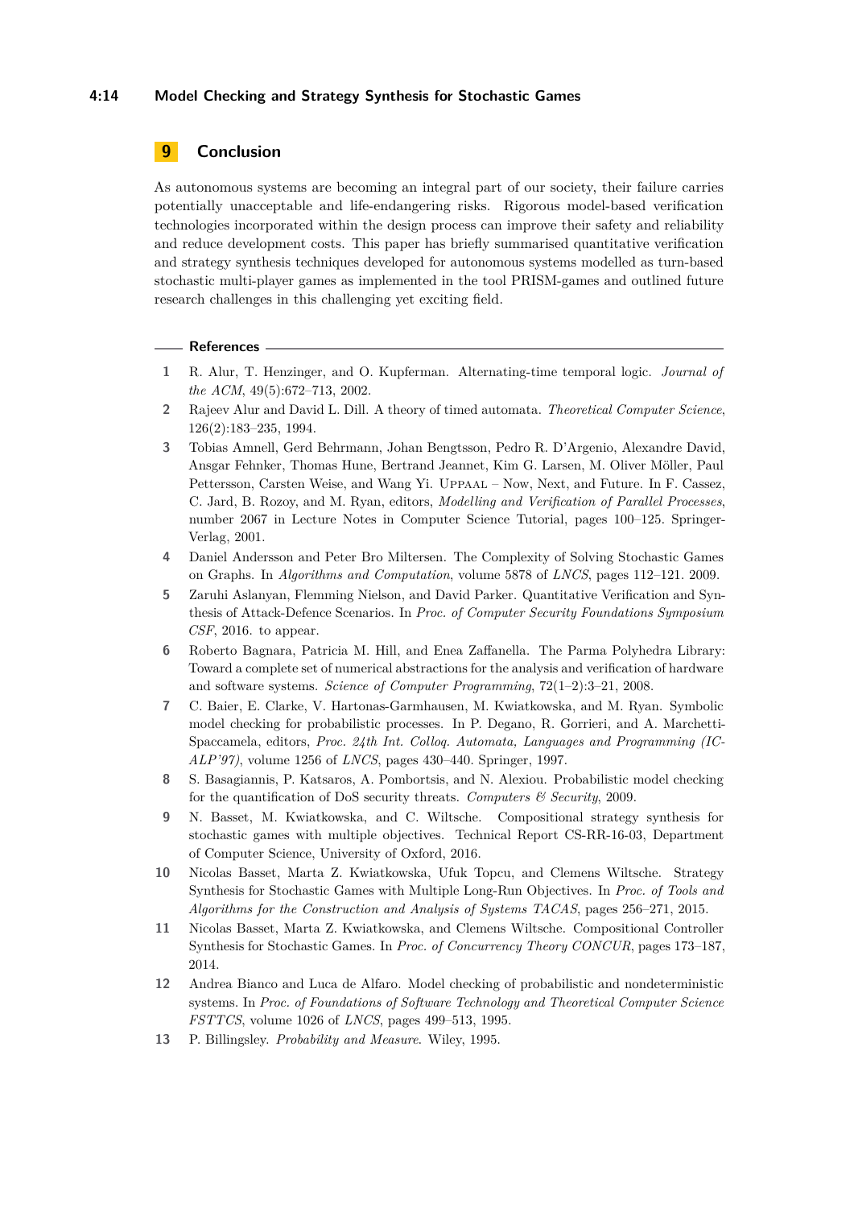## 9 Conclusion

As autonomous systems are becoming an integral part of our society, their failure carries potentially unacceptable and life-endangering risks. Rigorous model-based verification technologies incorporated within the design process can improve their safety and reliability and reduce development costs. This paper has briefly summarised quantitative verification and strategy synthesis techniques developed for autonomous systems modelled as turn-based stochastic multi-player games as implemented in the tool PRISM-games and outlined future research challenges in this challenging yet exciting field.

## References

1. R. Alur, T. Henzinger, and O. Kupferman. Alternating-time temporal logic. *Journal of the ACM*, 49(5):672–713, 2002.
2. Rajeev Alur and David L. Dill. A theory of timed automata. *Theoretical Computer Science*, 126(2):183–235, 1994.
3. Tobias Amnell, Gerd Behrmann, Johan Bengtsson, Pedro R. D'Argenio, Alexandre David, Ansgar Fehnker, Thomas Hune, Bertrand Jeannet, Kim G. Larsen, M. Oliver Möller, Paul Pettersson, Carsten Weise, and Wang Yi. UPPAAL – Now, Next, and Future. In F. Cassez, C. Jard, B. Rozoy, and M. Ryan, editors, *Modelling and Verification of Parallel Processes*, number 2067 in Lecture Notes in Computer Science Tutorial, pages 100–125. Springer-Verlag, 2001.
4. Daniel Andersson and Peter Bro Miltersen. The Complexity of Solving Stochastic Games on Graphs. In *Algorithms and Computation*, volume 5878 of *LNCS*, pages 112–121. 2009.
5. Zaruhi Aslanyan, Flemming Nielson, and David Parker. Quantitative Verification and Synthesis of Attack-Defence Scenarios. In *Proc. of Computer Security Foundations Symposium CSF*, 2016. to appear.
6. Roberto Bagnara, Patricia M. Hill, and Enea Zaffanella. The Parma Polyhedra Library: Toward a complete set of numerical abstractions for the analysis and verification of hardware and software systems. *Science of Computer Programming*, 72(1–2):3–21, 2008.
7. C. Baier, E. Clarke, V. Hartonas-Garmhausen, M. Kwiatkowska, and M. Ryan. Symbolic model checking for probabilistic processes. In P. Degano, R. Gorrieri, and A. Marchetti-Spaccamela, editors, *Proc. 24th Int. Colloq. Automata, Languages and Programming (ICALP'97)*, volume 1256 of *LNCS*, pages 430–440. Springer, 1997.
8. S. Basagiannis, P. Katsaros, A. Pombortsis, and N. Alexiou. Probabilistic model checking for the quantification of DoS security threats. *Computers & Security*, 2009.
9. N. Basset, M. Kwiatkowska, and C. Wiltsche. Compositional strategy synthesis for stochastic games with multiple objectives. Technical Report CS-RR-16-03, Department of Computer Science, University of Oxford, 2016.
10. Nicolas Basset, Marta Z. Kwiatkowska, Ufuk Topcu, and Clemens Wiltsche. Strategy Synthesis for Stochastic Games with Multiple Long-Run Objectives. In *Proc. of Tools and Algorithms for the Construction and Analysis of Systems TACAS*, pages 256–271, 2015.
11. Nicolas Basset, Marta Z. Kwiatkowska, and Clemens Wiltsche. Compositional Controller Synthesis for Stochastic Games. In *Proc. of Concurrency Theory CONCUR*, pages 173–187, 2014.
12. Andrea Bianco and Luca de Alfaro. Model checking of probabilistic and nondeterministic systems. In *Proc. of Foundations of Software Technology and Theoretical Computer Science FSTTCS*, volume 1026 of *LNCS*, pages 499–513, 1995.
13. P. Billingsley. *Probability and Measure*. Wiley, 1995.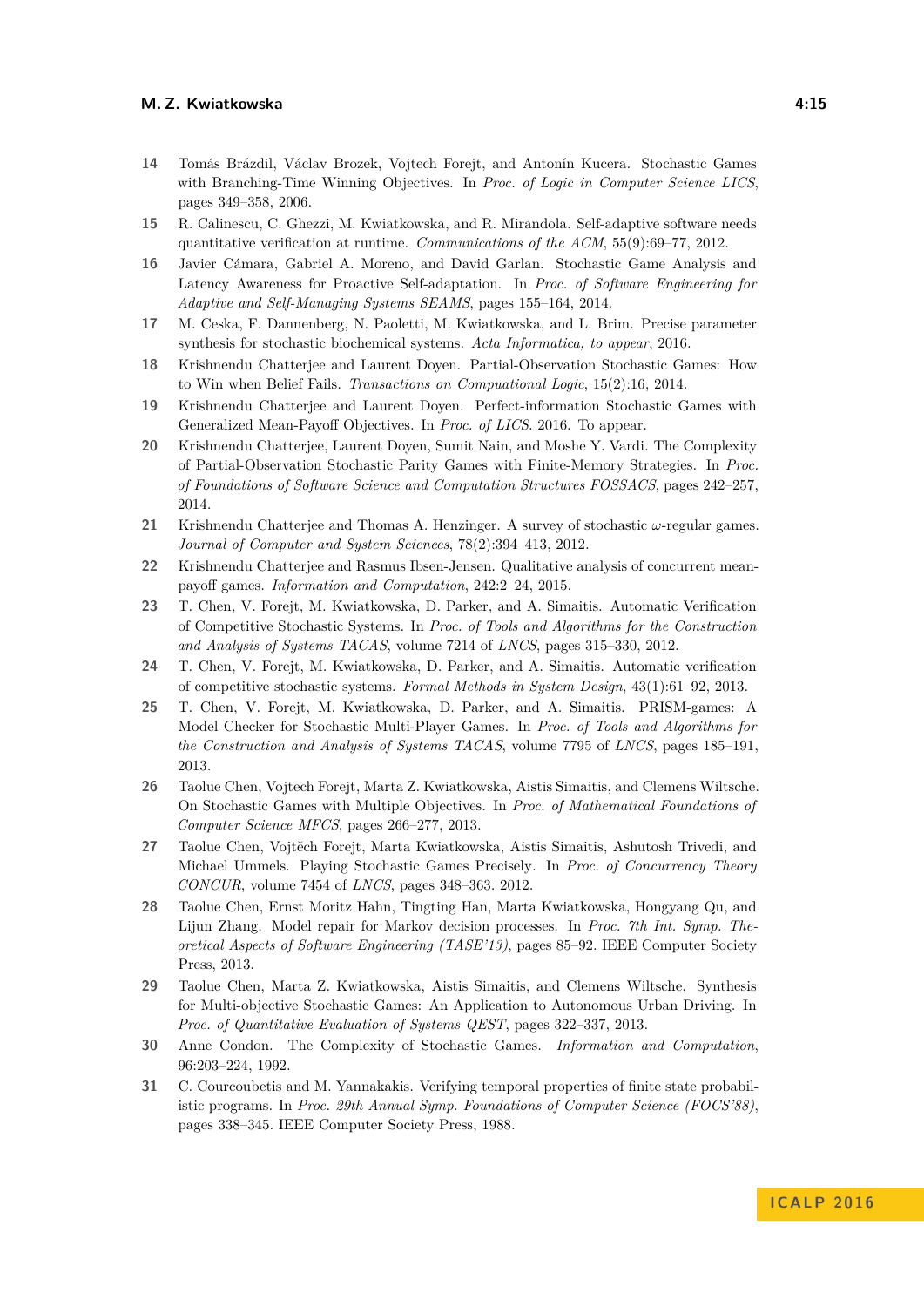14 Tomás Brázdil, Václav Brozek, Vojtech Forejt, and Antonín Kucera. Stochastic Games with Branching-Time Winning Objectives. In *Proc. of Logic in Computer Science LICS*, pages 349–358, 2006.

15 R. Calinescu, C. Ghezzi, M. Kwiatkowska, and R. Mirandola. Self-adaptive software needs quantitative verification at runtime. *Communications of the ACM*, 55(9):69–77, 2012.

16 Javier Cámara, Gabriel A. Moreno, and David Garlan. Stochastic Game Analysis and Latency Awareness for Proactive Self-adaptation. In *Proc. of Software Engineering for Adaptive and Self-Managing Systems SEAMS*, pages 155–164, 2014.

17 M. Ceska, F. Dannenberg, N. Paoletti, M. Kwiatkowska, and L. Brim. Precise parameter synthesis for stochastic biochemical systems. *Acta Informatica, to appear*, 2016.

18 Krishnendu Chatterjee and Laurent Doyen. Partial-Observation Stochastic Games: How to Win when Belief Fails. *Transactions on Compuational Logic*, 15(2):16, 2014.

19 Krishnendu Chatterjee and Laurent Doyen. Perfect-information Stochastic Games with Generalized Mean-Payoff Objectives. In *Proc. of LICS*. 2016. To appear.

20 Krishnendu Chatterjee, Laurent Doyen, Sumit Nain, and Moshe Y. Vardi. The Complexity of Partial-Observation Stochastic Parity Games with Finite-Memory Strategies. In *Proc. of Foundations of Software Science and Computation Structures FOSSACS*, pages 242–257, 2014.

21 Krishnendu Chatterjee and Thomas A. Henzinger. A survey of stochastic $\omega$-regular games. *Journal of Computer and System Sciences*, 78(2):394–413, 2012.

22 Krishnendu Chatterjee and Rasmus Ibsen-Jensen. Qualitative analysis of concurrent mean-payoff games. *Information and Computation*, 242:2–24, 2015.

23 T. Chen, V. Forejt, M. Kwiatkowska, D. Parker, and A. Simaitis. Automatic Verification of Competitive Stochastic Systems. In *Proc. of Tools and Algorithms for the Construction and Analysis of Systems TACAS*, volume 7214 of *LNCS*, pages 315–330, 2012.

24 T. Chen, V. Forejt, M. Kwiatkowska, D. Parker, and A. Simaitis. Automatic verification of competitive stochastic systems. *Formal Methods in System Design*, 43(1):61–92, 2013.

25 T. Chen, V. Forejt, M. Kwiatkowska, D. Parker, and A. Simaitis. PRISM-games: A Model Checker for Stochastic Multi-Player Games. In *Proc. of Tools and Algorithms for the Construction and Analysis of Systems TACAS*, volume 7795 of *LNCS*, pages 185–191, 2013.

26 Taolue Chen, Vojtech Forejt, Marta Z. Kwiatkowska, Aistis Simaitis, and Clemens Wiltsche. On Stochastic Games with Multiple Objectives. In *Proc. of Mathematical Foundations of Computer Science MFCS*, pages 266–277, 2013.

27 Taolue Chen, Vojtěch Forejt, Marta Kwiatkowska, Aistis Simaitis, Ashutosh Trivedi, and Michael Ummels. Playing Stochastic Games Precisely. In *Proc. of Concurrency Theory CONCUR*, volume 7454 of *LNCS*, pages 348–363. 2012.

28 Taolue Chen, Ernst Moritz Hahn, Tingting Han, Marta Kwiatkowska, Hongyang Qu, and Lijun Zhang. Model repair for Markov decision processes. In *Proc. 7th Int. Symp. Theoretical Aspects of Software Engineering (TASE'13)*, pages 85–92. IEEE Computer Society Press, 2013.

29 Taolue Chen, Marta Z. Kwiatkowska, Aistis Simaitis, and Clemens Wiltsche. Synthesis for Multi-objective Stochastic Games: An Application to Autonomous Urban Driving. In *Proc. of Quantitative Evaluation of Systems QEST*, pages 322–337, 2013.

30 Anne Condon. The Complexity of Stochastic Games. *Information and Computation*, 96:203–224, 1992.

31 C. Courcoubetis and M. Yannakakis. Verifying temporal properties of finite state probabilistic programs. In *Proc. 29th Annual Symp. Foundations of Computer Science (FOCS'88)*, pages 338–345. IEEE Computer Society Press, 1988.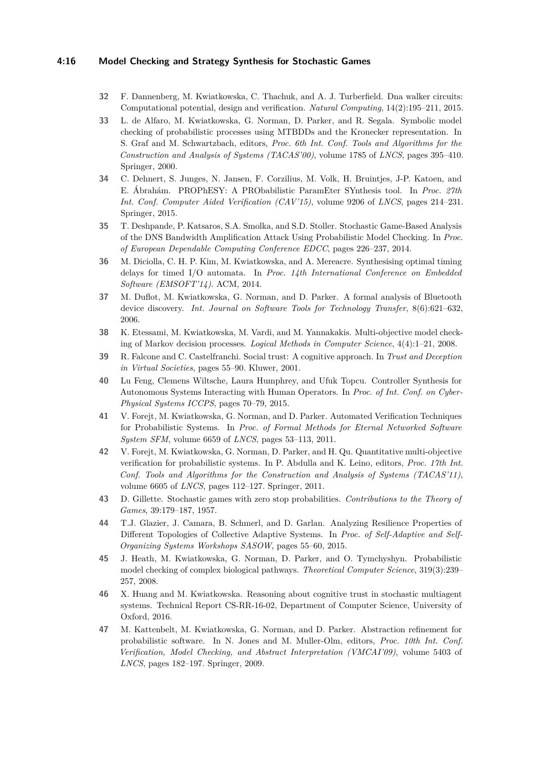32 F. Dannenberg, M. Kwiatkowska, C. Thachuk, and A. J. Turberfield. Dna walker circuits: Computational potential, design and verification. *Natural Computing*, 14(2):195–211, 2015.

33 L. de Alfaro, M. Kwiatkowska, G. Norman, D. Parker, and R. Segala. Symbolic model checking of probabilistic processes using MTBDDs and the Kronecker representation. In S. Graf and M. Schwartzbach, editors, *Proc. 6th Int. Conf. Tools and Algorithms for the Construction and Analysis of Systems (TACAS'00)*, volume 1785 of *LNCS*, pages 395–410. Springer, 2000.

34 C. Dehnert, S. Junges, N. Jansen, F. Corzilius, M. Volk, H. Bruintjes, J-P. Katoen, and E. Ábrahám. PROPhESY: A PRObabilistic ParamEter SYnthesis tool. In *Proc. 27th Int. Conf. Computer Aided Verification (CAV'15)*, volume 9206 of *LNCS*, pages 214–231. Springer, 2015.

35 T. Deshpande, P. Katsaros, S.A. Smolka, and S.D. Stoller. Stochastic Game-Based Analysis of the DNS Bandwidth Amplification Attack Using Probabilistic Model Checking. In *Proc. of European Dependable Computing Conference EDCC*, pages 226–237, 2014.

36 M. Diciolla, C. H. P. Kim, M. Kwiatkowska, and A. Mereacre. Synthesising optimal timing delays for timed I/O automata. In *Proc. 14th International Conference on Embedded Software (EMSOFT'14)*. ACM, 2014.

37 M. Duflot, M. Kwiatkowska, G. Norman, and D. Parker. A formal analysis of Bluetooth device discovery. *Int. Journal on Software Tools for Technology Transfer*, 8(6):621–632, 2006.

38 K. Etessami, M. Kwiatkowska, M. Vardi, and M. Yannakakis. Multi-objective model checking of Markov decision processes. *Logical Methods in Computer Science*, 4(4):1–21, 2008.

39 R. Falcone and C. Castelfranchi. Social trust: A cognitive approach. In *Trust and Deception in Virtual Societies*, pages 55–90. Kluwer, 2001.

40 Lu Feng, Clemens Wiltsche, Laura Humphrey, and Ufuk Topcu. Controller Synthesis for Autonomous Systems Interacting with Human Operators. In *Proc. of Int. Conf. on Cyber-Physical Systems ICCPS*, pages 70–79, 2015.

41 V. Forejt, M. Kwiatkowska, G. Norman, and D. Parker. Automated Verification Techniques for Probabilistic Systems. In *Proc. of Formal Methods for Eternal Networked Software System SFM*, volume 6659 of *LNCS*, pages 53–113, 2011.

42 V. Forejt, M. Kwiatkowska, G. Norman, D. Parker, and H. Qu. Quantitative multi-objective verification for probabilistic systems. In P. Abdulla and K. Leino, editors, *Proc. 17th Int. Conf. Tools and Algorithms for the Construction and Analysis of Systems (TACAS'11)*, volume 6605 of *LNCS*, pages 112–127. Springer, 2011.

43 D. Gillette. Stochastic games with zero stop probabilities. *Contributions to the Theory of Games*, 39:179–187, 1957.

44 T.J. Glazier, J. Camara, B. Schmerl, and D. Garlan. Analyzing Resilience Properties of Different Topologies of Collective Adaptive Systems. In *Proc. of Self-Adaptive and Self-Organizing Systems Workshops SASOW*, pages 55–60, 2015.

45 J. Heath, M. Kwiatkowska, G. Norman, D. Parker, and O. Tymchyshyn. Probabilistic model checking of complex biological pathways. *Theoretical Computer Science*, 319(3):239–257, 2008.

46 X. Huang and M. Kwiatkowska. Reasoning about cognitive trust in stochastic multiagent systems. Technical Report CS-RR-16-02, Department of Computer Science, University of Oxford, 2016.

47 M. Kattenbelt, M. Kwiatkowska, G. Norman, and D. Parker. Abstraction refinement for probabilistic software. In N. Jones and M. Muller-Olm, editors, *Proc. 10th Int. Conf. Verification, Model Checking, and Abstract Interpretation (VMCAI'09)*, volume 5403 of *LNCS*, pages 182–197. Springer, 2009.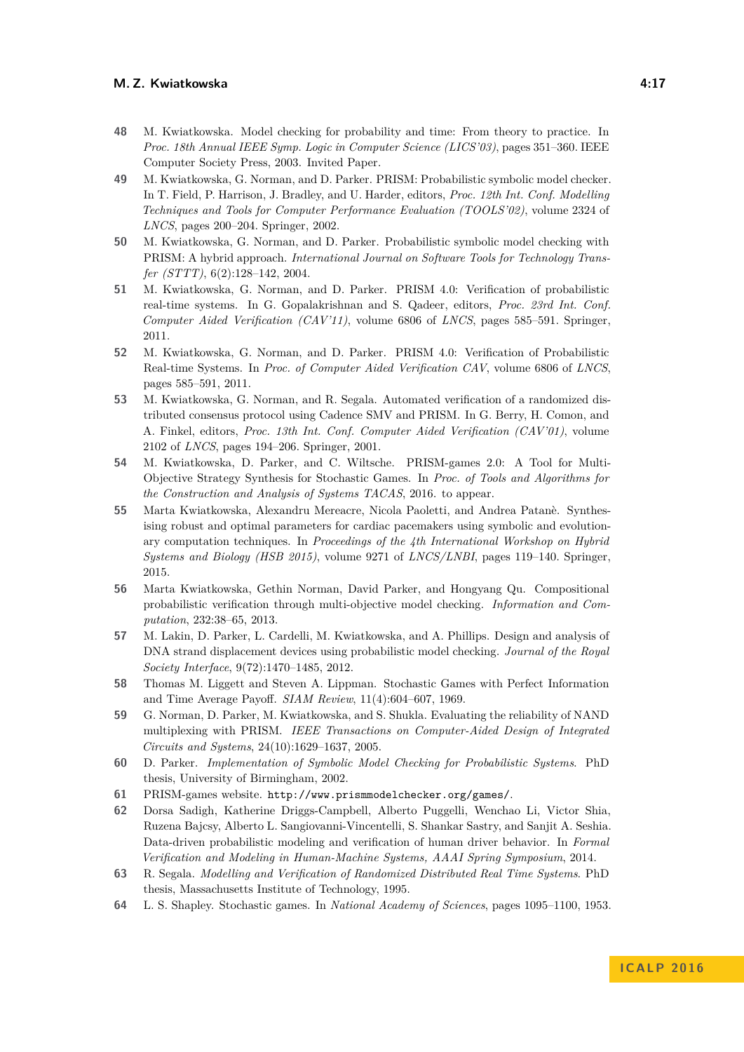48 M. Kwiatkowska. Model checking for probability and time: From theory to practice. In *Proc. 18th Annual IEEE Symp. Logic in Computer Science (LICS'03)*, pages 351–360. IEEE Computer Society Press, 2003. Invited Paper.

49 M. Kwiatkowska, G. Norman, and D. Parker. PRISM: Probabilistic symbolic model checker. In T. Field, P. Harrison, J. Bradley, and U. Harder, editors, *Proc. 12th Int. Conf. Modelling Techniques and Tools for Computer Performance Evaluation (TOOLS'02)*, volume 2324 of *LNCS*, pages 200–204. Springer, 2002.

50 M. Kwiatkowska, G. Norman, and D. Parker. Probabilistic symbolic model checking with PRISM: A hybrid approach. *International Journal on Software Tools for Technology Transfer (STTT)*, 6(2):128–142, 2004.

51 M. Kwiatkowska, G. Norman, and D. Parker. PRISM 4.0: Verification of probabilistic real-time systems. In G. Gopalakrishnan and S. Qadeer, editors, *Proc. 23rd Int. Conf. Computer Aided Verification (CAV'11)*, volume 6806 of *LNCS*, pages 585–591. Springer, 2011.

52 M. Kwiatkowska, G. Norman, and D. Parker. PRISM 4.0: Verification of Probabilistic Real-time Systems. In *Proc. of Computer Aided Verification CAV*, volume 6806 of *LNCS*, pages 585–591, 2011.

53 M. Kwiatkowska, G. Norman, and R. Segala. Automated verification of a randomized distributed consensus protocol using Cadence SMV and PRISM. In G. Berry, H. Comon, and A. Finkel, editors, *Proc. 13th Int. Conf. Computer Aided Verification (CAV'01)*, volume 2102 of *LNCS*, pages 194–206. Springer, 2001.

54 M. Kwiatkowska, D. Parker, and C. Wiltsche. PRISM-games 2.0: A Tool for Multi-Objective Strategy Synthesis for Stochastic Games. In *Proc. of Tools and Algorithms for the Construction and Analysis of Systems TACAS*, 2016. to appear.

55 Marta Kwiatkowska, Alexandru Mereacre, Nicola Paoletti, and Andrea Patanè. Synthesising robust and optimal parameters for cardiac pacemakers using symbolic and evolutionary computation techniques. In *Proceedings of the 4th International Workshop on Hybrid Systems and Biology (HSB 2015)*, volume 9271 of *LNCS/LNBI*, pages 119–140. Springer, 2015.

56 Marta Kwiatkowska, Gethin Norman, David Parker, and Hongyang Qu. Compositional probabilistic verification through multi-objective model checking. *Information and Computation*, 232:38–65, 2013.

57 M. Lakin, D. Parker, L. Cardelli, M. Kwiatkowska, and A. Phillips. Design and analysis of DNA strand displacement devices using probabilistic model checking. *Journal of the Royal Society Interface*, 9(72):1470–1485, 2012.

58 Thomas M. Liggett and Steven A. Lippman. Stochastic Games with Perfect Information and Time Average Payoff. *SIAM Review*, 11(4):604–607, 1969.

59 G. Norman, D. Parker, M. Kwiatkowska, and S. Shukla. Evaluating the reliability of NAND multiplexing with PRISM. *IEEE Transactions on Computer-Aided Design of Integrated Circuits and Systems*, 24(10):1629–1637, 2005.

60 D. Parker. *Implementation of Symbolic Model Checking for Probabilistic Systems*. PhD thesis, University of Birmingham, 2002.

61 PRISM-games website. `http://www.prismmodelchecker.org/games/`.

62 Dorsa Sadigh, Katherine Driggs-Campbell, Alberto Puggelli, Wenchao Li, Victor Shia, Ruzena Bajcsy, Alberto L. Sangiovanni-Vincentelli, S. Shankar Sastry, and Sanjit A. Seshia. Data-driven probabilistic modeling and verification of human driver behavior. In *Formal Verification and Modeling in Human-Machine Systems, AAAI Spring Symposium*, 2014.

63 R. Segala. *Modelling and Verification of Randomized Distributed Real Time Systems*. PhD thesis, Massachusetts Institute of Technology, 1995.

64 L. S. Shapley. Stochastic games. In *National Academy of Sciences*, pages 1095–1100, 1953.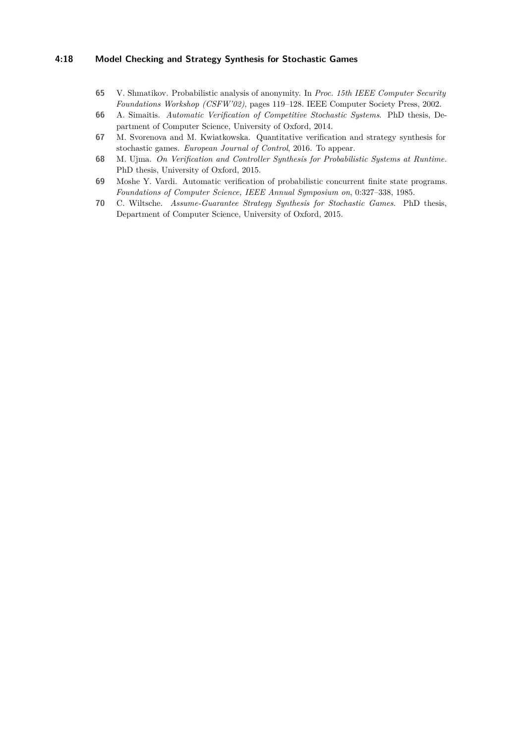65 V. Shmatikov. Probabilistic analysis of anonymity. In *Proc. 15th IEEE Computer Security Foundations Workshop (CSFW'02)*, pages 119–128. IEEE Computer Society Press, 2002.

66 A. Simaitis. *Automatic Verification of Competitive Stochastic Systems*. PhD thesis, Department of Computer Science, University of Oxford, 2014.

67 M. Svorenova and M. Kwiatkowska. Quantitative verification and strategy synthesis for stochastic games. *European Journal of Control*, 2016. To appear.

68 M. Ujma. *On Verification and Controller Synthesis for Probabilistic Systems at Runtime*. PhD thesis, University of Oxford, 2015.

69 Moshe Y. Vardi. Automatic verification of probabilistic concurrent finite state programs. *Foundations of Computer Science, IEEE Annual Symposium on*, 0:327–338, 1985.

70 C. Wiltsche. *Assume-Guarantee Strategy Synthesis for Stochastic Games*. PhD thesis, Department of Computer Science, University of Oxford, 2015.